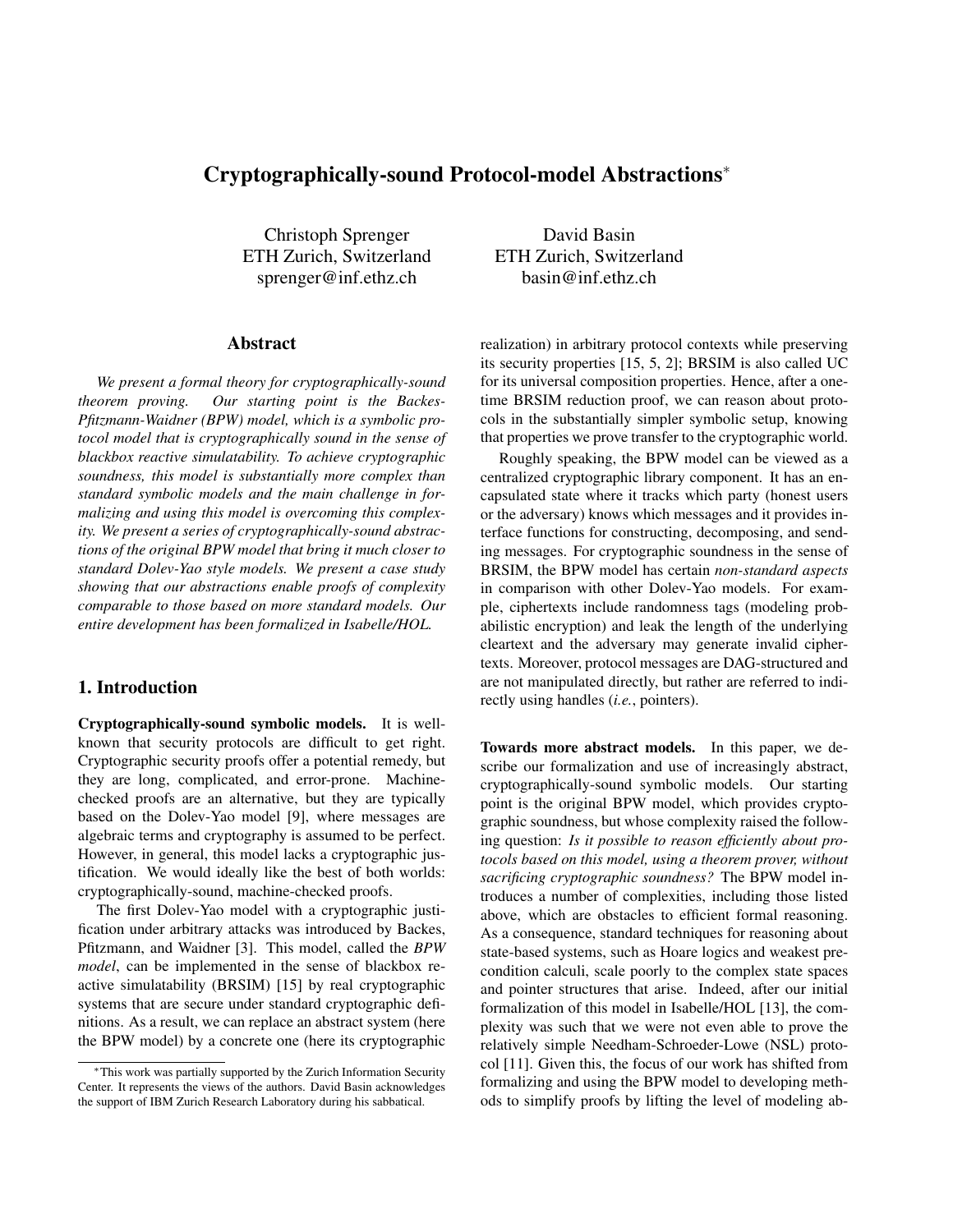# Cryptographically-sound Protocol-model Abstractions*

Christoph Sprenger
ETH Zurich, Switzerland
sprenger@inf.ethz.ch

David Basin
ETH Zurich, Switzerland
basin@inf.ethz.ch

## Abstract

*We present a formal theory for cryptographically-sound theorem proving. Our starting point is the Backes-Pfitzmann-Waidner (BPW) model, which is a symbolic protocol model that is cryptographically sound in the sense of blackbox reactive simulatability. To achieve cryptographic soundness, this model is substantially more complex than standard symbolic models and the main challenge in formalizing and using this model is overcoming this complexity. We present a series of cryptographically-sound abstractions of the original BPW model that bring it much closer to standard Dolev-Yao style models. We present a case study showing that our abstractions enable proofs of complexity comparable to those based on more standard models. Our entire development has been formalized in Isabelle/HOL.*

## 1. Introduction

**Cryptographically-sound symbolic models.** It is well-known that security protocols are difficult to get right. Cryptographic security proofs offer a potential remedy, but they are long, complicated, and error-prone. Machine-checked proofs are an alternative, but they are typically based on the Dolev-Yao model [9], where messages are algebraic terms and cryptography is assumed to be perfect. However, in general, this model lacks a cryptographic justification. We would ideally like the best of both worlds: cryptographically-sound, machine-checked proofs.

The first Dolev-Yao model with a cryptographic justification under arbitrary attacks was introduced by Backes, Pfitzmann, and Waidner [3]. This model, called the *BPW model*, can be implemented in the sense of blackbox reactive simulatability (BRSIM) [15] by real cryptographic systems that are secure under standard cryptographic definitions. As a result, we can replace an abstract system (here the BPW model) by a concrete one (here its cryptographic realization) in arbitrary protocol contexts while preserving its security properties [15, 5, 2]; BRSIM is also called UC for its universal composition properties. Hence, after a one-time BRSIM reduction proof, we can reason about protocols in the substantially simpler symbolic setup, knowing that properties we prove transfer to the cryptographic world.

Roughly speaking, the BPW model can be viewed as a centralized cryptographic library component. It has an encapsulated state where it tracks which party (honest users or the adversary) knows which messages and it provides interface functions for constructing, decomposing, and sending messages. For cryptographic soundness in the sense of BRSIM, the BPW model has certain *non-standard aspects* in comparison with other Dolev-Yao models. For example, ciphertexts include randomness tags (modeling probabilistic encryption) and leak the length of the underlying cleartext and the adversary may generate invalid ciphertexts. Moreover, protocol messages are DAG-structured and are not manipulated directly, but rather are referred to indirectly using handles (*i.e.*, pointers).

**Towards more abstract models.** In this paper, we describe our formalization and use of increasingly abstract, cryptographically-sound symbolic models. Our starting point is the original BPW model, which provides cryptographic soundness, but whose complexity raised the following question: *Is it possible to reason efficiently about protocols based on this model, using a theorem prover, without sacrificing cryptographic soundness?* The BPW model introduces a number of complexities, including those listed above, which are obstacles to efficient formal reasoning. As a consequence, standard techniques for reasoning about state-based systems, such as Hoare logics and weakest precondition calculi, scale poorly to the complex state spaces and pointer structures that arise. Indeed, after our initial formalization of this model in Isabelle/HOL [13], the complexity was such that we were not even able to prove the relatively simple Needham-Schroeder-Lowe (NSL) protocol [11]. Given this, the focus of our work has shifted from formalizing and using the BPW model to developing methods to simplify proofs by lifting the level of modeling ab-

*This work was partially supported by the Zurich Information Security Center. It represents the views of the authors. David Basin acknowledges the support of IBM Zurich Research Laboratory during his sabbatical.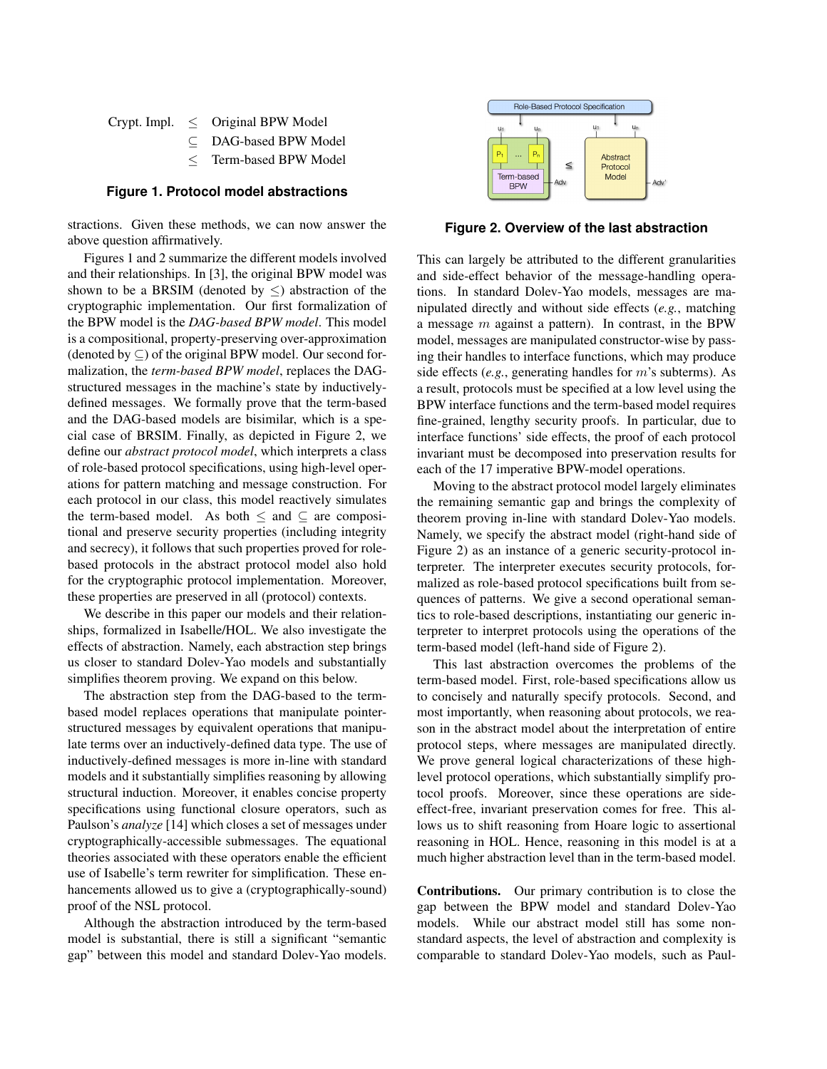$$
\begin{array}{lll}
\text{Crypt. Impl.} & \leq & \text{Original BPW Model} \\
 & \subseteq & \text{DAG-based BPW Model} \\
 & \leq & \text{Term-based BPW Model}
\end{array}
$$

**Figure 1. Protocol model abstractions**

stractions. Given these methods, we can now answer the above question affirmatively.

Figures 1 and 2 summarize the different models involved and their relationships. In [3], the original BPW model was shown to be a BRSIM (denoted by $\leq$) abstraction of the cryptographic implementation. Our first formalization of the BPW model is the *DAG-based BPW model*. This model is a compositional, property-preserving over-approximation (denoted by $\subseteq$) of the original BPW model. Our second formalization, the *term-based BPW model*, replaces the DAG-structured messages in the machine's state by inductively-defined messages. We formally prove that the term-based and the DAG-based models are bisimilar, which is a special case of BRSIM. Finally, as depicted in Figure 2, we define our *abstract protocol model*, which interprets a class of role-based protocol specifications, using high-level operations for pattern matching and message construction. For each protocol in our class, this model reactively simulates the term-based model. As both $\leq$ and $\subseteq$ are compositional and preserve security properties (including integrity and secrecy), it follows that such properties proved for role-based protocols in the abstract protocol model also hold for the cryptographic protocol implementation. Moreover, these properties are preserved in all (protocol) contexts.

We describe in this paper our models and their relationships, formalized in Isabelle/HOL. We also investigate the effects of abstraction. Namely, each abstraction step brings us closer to standard Dolev-Yao models and substantially simplifies theorem proving. We expand on this below.

The abstraction step from the DAG-based to the term-based model replaces operations that manipulate pointer-structured messages by equivalent operations that manipulate terms over an inductively-defined data type. The use of inductively-defined messages is more in-line with standard models and it substantially simplifies reasoning by allowing structural induction. Moreover, it enables concise property specifications using functional closure operators, such as Paulson's *analyze* [14] which closes a set of messages under cryptographically-accessible submessages. The equational theories associated with these operators enable the efficient use of Isabelle's term rewriter for simplification. These enhancements allowed us to give a (cryptographically-sound) proof of the NSL protocol.

Although the abstraction introduced by the term-based model is substantial, there is still a significant "semantic gap" between this model and standard Dolev-Yao models.

Role-Based Protocol Specification

$u_1$ ... $u_n$ $P_1$ ... $P_n$ Term-based BPW — Adv $\leq$ $u_1$ ... $u_n$ Abstract Protocol Model — Adv'

**Figure 2. Overview of the last abstraction**

This can largely be attributed to the different granularities and side-effect behavior of the message-handling operations. In standard Dolev-Yao models, messages are manipulated directly and without side effects (*e.g.*, matching a message $m$ against a pattern). In contrast, in the BPW model, messages are manipulated constructor-wise by passing their handles to interface functions, which may produce side effects (*e.g.*, generating handles for $m$'s subterms). As a result, protocols must be specified at a low level using the BPW interface functions and the term-based model requires fine-grained, lengthy security proofs. In particular, due to interface functions' side effects, the proof of each protocol invariant must be decomposed into preservation results for each of the 17 imperative BPW-model operations.

Moving to the abstract protocol model largely eliminates the remaining semantic gap and brings the complexity of theorem proving in-line with standard Dolev-Yao models. Namely, we specify the abstract model (right-hand side of Figure 2) as an instance of a generic security-protocol interpreter. The interpreter executes security protocols, formalized as role-based protocol specifications built from sequences of patterns. We give a second operational semantics to role-based descriptions, instantiating our generic interpreter to interpret protocols using the operations of the term-based model (left-hand side of Figure 2).

This last abstraction overcomes the problems of the term-based model. First, role-based specifications allow us to concisely and naturally specify protocols. Second, and most importantly, when reasoning about protocols, we reason in the abstract model about the interpretation of entire protocol steps, where messages are manipulated directly. We prove general logical characterizations of these high-level protocol operations, which substantially simplify protocol proofs. Moreover, since these operations are side-effect-free, invariant preservation comes for free. This allows us to shift reasoning from Hoare logic to assertional reasoning in HOL. Hence, reasoning in this model is at a much higher abstraction level than in the term-based model.

**Contributions.** Our primary contribution is to close the gap between the BPW model and standard Dolev-Yao models. While our abstract model still has some non-standard aspects, the level of abstraction and complexity is comparable to standard Dolev-Yao models, such as Paul-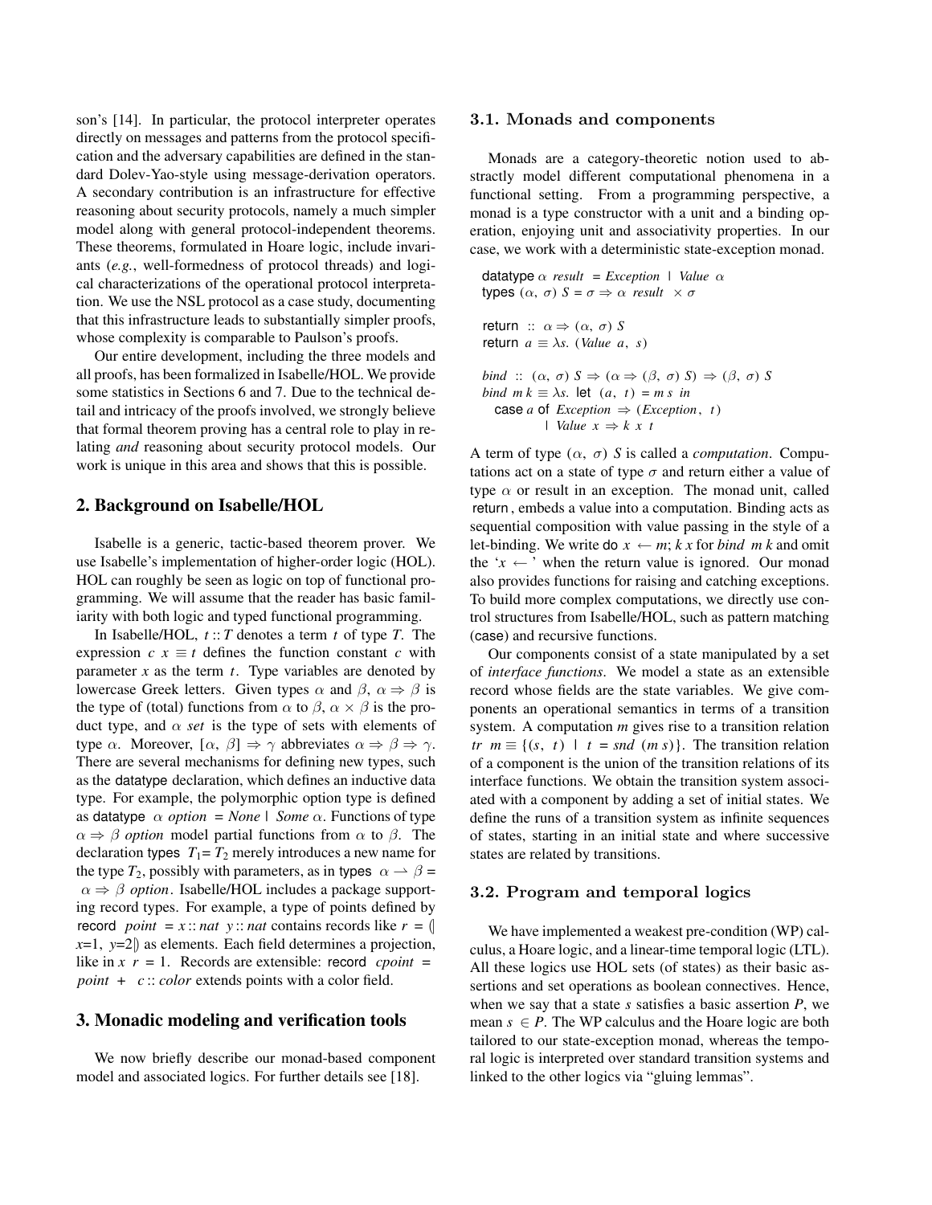son's [14]. In particular, the protocol interpreter operates directly on messages and patterns from the protocol specification and the adversary capabilities are defined in the standard Dolev-Yao-style using message-derivation operators. A secondary contribution is an infrastructure for effective reasoning about security protocols, namely a much simpler model along with general protocol-independent theorems. These theorems, formulated in Hoare logic, include invariants (*e.g.*, well-formedness of protocol threads) and logical characterizations of the operational protocol interpretation. We use the NSL protocol as a case study, documenting that this infrastructure leads to substantially simpler proofs, whose complexity is comparable to Paulson's proofs.

Our entire development, including the three models and all proofs, has been formalized in Isabelle/HOL. We provide some statistics in Sections 6 and 7. Due to the technical detail and intricacy of the proofs involved, we strongly believe that formal theorem proving has a central role to play in relating *and* reasoning about security protocol models. Our work is unique in this area and shows that this is possible.

## 2. Background on Isabelle/HOL

Isabelle is a generic, tactic-based theorem prover. We use Isabelle's implementation of higher-order logic (HOL). HOL can roughly be seen as logic on top of functional programming. We will assume that the reader has basic familiarity with both logic and typed functional programming.

In Isabelle/HOL, $t :: T$ denotes a term $t$ of type $T$. The expression $c\ x \equiv t$ defines the function constant $c$ with parameter $x$ as the term $t$. Type variables are denoted by lowercase Greek letters. Given types $\alpha$ and $\beta$, $\alpha \Rightarrow \beta$ is the type of (total) functions from $\alpha$ to $\beta$, $\alpha \times \beta$ is the product type, and $\alpha$ *set* is the type of sets with elements of type $\alpha$. Moreover, $[\alpha, \beta] \Rightarrow \gamma$ abbreviates $\alpha \Rightarrow \beta \Rightarrow \gamma$. There are several mechanisms for defining new types, such as the datatype declaration, which defines an inductive data type. For example, the polymorphic option type is defined as datatype $\alpha$ *option* = *None* | *Some* $\alpha$. Functions of type $\alpha \Rightarrow \beta$ *option* model partial functions from $\alpha$ to $\beta$. The declaration types $T_1 = T_2$ merely introduces a new name for the type $T_2$, possibly with parameters, as in types $\alpha \rightharpoonup \beta = \alpha \Rightarrow \beta$ *option*. Isabelle/HOL includes a package supporting record types. For example, a type of points defined by record *point* = $x$ :: *nat* $y$ :: *nat* contains records like $r = (\!| x{=}1,\ y{=}2 |\!)$ as elements. Each field determines a projection, like in $x\ r = 1$. Records are extensible: record *cpoint* = *point* + $c$ :: *color* extends points with a color field.

## 3. Monadic modeling and verification tools

We now briefly describe our monad-based component model and associated logics. For further details see [18].

### 3.1. Monads and components

Monads are a category-theoretic notion used to abstractly model different computational phenomena in a functional setting. From a programming perspective, a monad is a type constructor with a unit and a binding operation, enjoying unit and associativity properties. In our case, we work with a deterministic state-exception monad.

```
datatype α result = Exception | Value α
types (α, σ) S = σ ⇒ α result × σ

return :: α ⇒ (α, σ) S
return a ≡ λs. (Value a, s)

bind :: (α, σ) S ⇒ (α ⇒ (β, σ) S) ⇒ (β, σ) S
bind m k ≡ λs. let (a, t) = m s in
  case a of Exception ⇒ (Exception, t)
          | Value x ⇒ k x t
```

A term of type $(\alpha, \sigma)\ S$ is called a *computation*. Computations act on a state of type $\sigma$ and return either a value of type $\alpha$ or result in an exception. The monad unit, called return, embeds a value into a computation. Binding acts as sequential composition with value passing in the style of a let-binding. We write do $x \leftarrow m$; $k\ x$ for *bind* $m\ k$ and omit the '$x \leftarrow$' when the return value is ignored. Our monad also provides functions for raising and catching exceptions. To build more complex computations, we directly use control structures from Isabelle/HOL, such as pattern matching (case) and recursive functions.

Our components consist of a state manipulated by a set of *interface functions*. We model a state as an extensible record whose fields are the state variables. We give components an operational semantics in terms of a transition system. A computation $m$ gives rise to a transition relation $tr\ \ m \equiv \{(s,\ t)\ \mid\ t = snd\ (m\ s)\}$. The transition relation of a component is the union of the transition relations of its interface functions. We obtain the transition system associated with a component by adding a set of initial states. We define the runs of a transition system as infinite sequences of states, starting in an initial state and where successive states are related by transitions.

### 3.2. Program and temporal logics

We have implemented a weakest pre-condition (WP) calculus, a Hoare logic, and a linear-time temporal logic (LTL). All these logics use HOL sets (of states) as their basic assertions and set operations as boolean connectives. Hence, when we say that a state $s$ satisfies a basic assertion $P$, we mean $s \in P$. The WP calculus and the Hoare logic are both tailored to our state-exception monad, whereas the temporal logic is interpreted over standard transition systems and linked to the other logics via "gluing lemmas".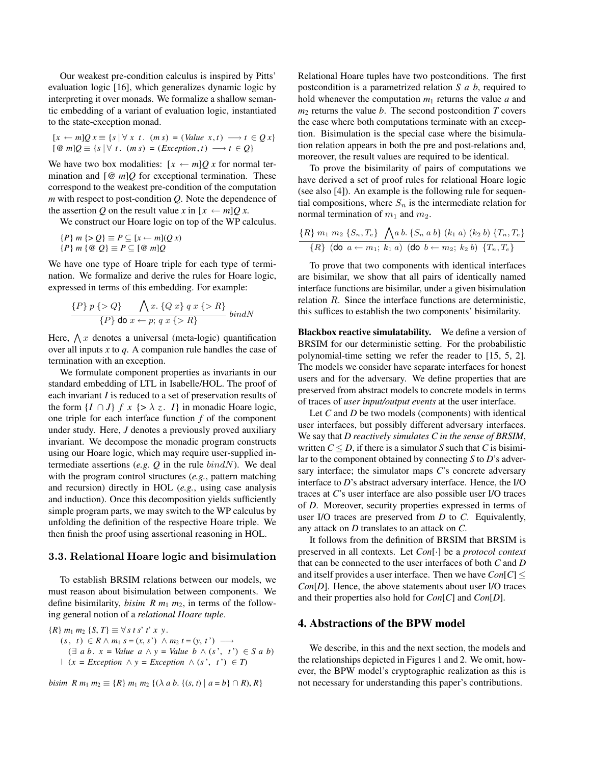Our weakest pre-condition calculus is inspired by Pitts' evaluation logic [16], which generalizes dynamic logic by interpreting it over monads. We formalize a shallow semantic embedding of a variant of evaluation logic, instantiated to the state-exception monad.

$$[x \leftarrow m]Q\,x \equiv \{s \mid \forall\ x\ \ t.\ \ (m\ s) = (Value\ \ x, t) \longrightarrow t \in Q\ x\}$$
$$[@\ m]Q \equiv \{s \mid \forall\ t.\ \ (m\ s) = (Exception, t) \longrightarrow t \in Q\}$$

We have two box modalities: $[x \leftarrow m]Q\,x$ for normal termination and $[@\ m]Q$ for exceptional termination. These correspond to the weakest pre-condition of the computation $m$ with respect to post-condition $Q$. Note the dependence of the assertion $Q$ on the result value $x$ in $[x \leftarrow m]Q\,x$.

We construct our Hoare logic on top of the WP calculus.

$$\{P\}\ m\ \{>Q\} \equiv P \subseteq [x \leftarrow m](Q\ x)$$
$$\{P\}\ m\ \{@\ Q\} \equiv P \subseteq [@\ m]Q$$

We have one type of Hoare triple for each type of termination. We formalize and derive the rules for Hoare logic, expressed in terms of this embedding. For example:

$$\frac{\{P\}\ p\ \{>Q\} \qquad \bigwedge x.\ \{Q\ x\}\ q\ x\ \{>R\}}{\{P\}\ \textsf{do}\ x \leftarrow p;\ q\ x\ \{>R\}}\ bindN$$

Here, $\bigwedge x$ denotes a universal (meta-logic) quantification over all inputs $x$ to $q$. A companion rule handles the case of termination with an exception.

We formulate component properties as invariants in our standard embedding of LTL in Isabelle/HOL. The proof of each invariant $I$ is reduced to a set of preservation results of the form $\{I \cap J\}\ f\ x\ \{> \lambda\ z.\ \ I\}$ in monadic Hoare logic, one triple for each interface function $f$ of the component under study. Here, $J$ denotes a previously proved auxiliary invariant. We decompose the monadic program constructs using our Hoare logic, which may require user-supplied intermediate assertions (*e.g.* $Q$ in the rule $bindN$). We deal with the program control structures (*e.g.*, pattern matching and recursion) directly in HOL (*e.g.*, using case analysis and induction). Once this decomposition yields sufficiently simple program parts, we may switch to the WP calculus by unfolding the definition of the respective Hoare triple. We then finish the proof using assertional reasoning in HOL.

### 3.3. Relational Hoare logic and bisimulation

To establish BRSIM relations between our models, we must reason about bisimulation between components. We define bisimilarity, *bisim* $R\ m_1\ m_2$, in terms of the following general notion of a *relational Hoare tuple*.

$$\begin{aligned}
\{R\}\ m_1\ m_2\ \{S, T\} \equiv\ & \forall\, s\ t\ s'\ t'\ x\ y. \\
& (s,\ t) \in R \wedge m_1\ s = (x, s') \wedge m_2\ t = (y, t') \longrightarrow \\
& \quad (\exists\ a\ b.\ x = Value\ \ a \wedge y = Value\ \ b \wedge (s',\ \ t') \in S\ a\ b) \\
& \quad \mid\ (x = Exception \wedge y = Exception \wedge (s',\ \ t') \in T)
\end{aligned}$$

$$bisim\ \ R\ m_1\ m_2 \equiv \{R\}\ m_1\ m_2\ \{(\lambda\ a\ b.\ \{(s, t) \mid a = b\} \cap R), R\}$$

Relational Hoare tuples have two postconditions. The first postcondition is a parametrized relation $S\ a\ b$, required to hold whenever the computation $m_1$ returns the value $a$ and $m_2$ returns the value $b$. The second postcondition $T$ covers the case where both computations terminate with an exception. Bisimulation is the special case where the bisimulation relation appears in both the pre and post-relations and, moreover, the result values are required to be identical.

To prove the bisimilarity of pairs of computations we have derived a set of proof rules for relational Hoare logic (see also [4]). An example is the following rule for sequential compositions, where $S_n$ is the intermediate relation for normal termination of $m_1$ and $m_2$.

$$\frac{\{R\}\ m_1\ m_2\ \{S_n, T_e\} \quad \bigwedge a\ b.\ \{S_n\ a\ b\}\ (k_1\ a)\ (k_2\ b)\ \{T_n, T_e\}}{\{R\}\ \ (\textsf{do}\ \ a \leftarrow m_1;\ k_1\ a)\ \ (\textsf{do}\ \ b \leftarrow m_2;\ k_2\ b)\ \ \{T_n, T_e\}}$$

To prove that two components with identical interfaces are bisimilar, we show that all pairs of identically named interface functions are bisimilar, under a given bisimulation relation $R$. Since the interface functions are deterministic, this suffices to establish the two components' bisimilarity.

**Blackbox reactive simulatability.** We define a version of BRSIM for our deterministic setting. For the probabilistic polynomial-time setting we refer the reader to [15, 5, 2]. The models we consider have separate interfaces for honest users and for the adversary. We define properties that are preserved from abstract models to concrete models in terms of traces of *user input/output events* at the user interface.

Let $C$ and $D$ be two models (components) with identical user interfaces, but possibly different adversary interfaces. We say that *D reactively simulates C in the sense of BRSIM*, written $C \leq D$, if there is a simulator $S$ such that $C$ is bisimilar to the component obtained by connecting $S$ to $D$'s adversary interface; the simulator maps $C$'s concrete adversary interface to $D$'s abstract adversary interface. Hence, the I/O traces at $C$'s user interface are also possible user I/O traces of $D$. Moreover, security properties expressed in terms of user I/O traces are preserved from $D$ to $C$. Equivalently, any attack on $D$ translates to an attack on $C$.

It follows from the definition of BRSIM that BRSIM is preserved in all contexts. Let $Con[\cdot]$ be a *protocol context* that can be connected to the user interfaces of both $C$ and $D$ and itself provides a user interface. Then we have $Con[C] \leq Con[D]$. Hence, the above statements about user I/O traces and their properties also hold for $Con[C]$ and $Con[D]$.

## 4. Abstractions of the BPW model

We describe, in this and the next section, the models and the relationships depicted in Figures 1 and 2. We omit, however, the BPW model's cryptographic realization as this is not necessary for understanding this paper's contributions.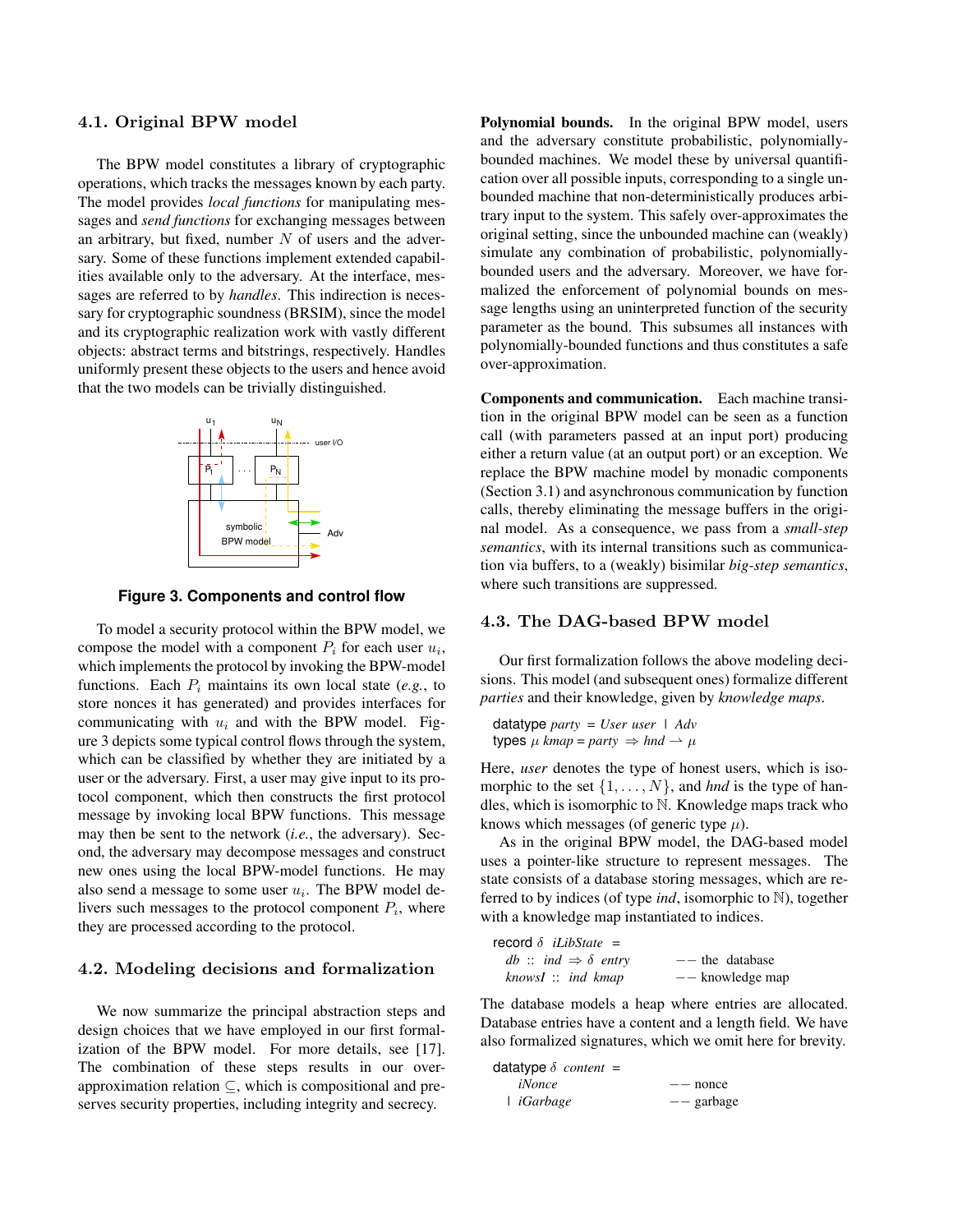### 4.1. Original BPW model

The BPW model constitutes a library of cryptographic operations, which tracks the messages known by each party. The model provides *local functions* for manipulating messages and *send functions* for exchanging messages between an arbitrary, but fixed, number $N$ of users and the adversary. Some of these functions implement extended capabilities available only to the adversary. At the interface, messages are referred to by *handles*. This indirection is necessary for cryptographic soundness (BRSIM), since the model and its cryptographic realization work with vastly different objects: abstract terms and bitstrings, respectively. Handles uniformly present these objects to the users and hence avoid that the two models can be trivially distinguished.

**Figure 3. Components and control flow**

To model a security protocol within the BPW model, we compose the model with a component $P_i$ for each user $u_i$, which implements the protocol by invoking the BPW-model functions. Each $P_i$ maintains its own local state (*e.g.*, to store nonces it has generated) and provides interfaces for communicating with $u_i$ and with the BPW model. Figure 3 depicts some typical control flows through the system, which can be classified by whether they are initiated by a user or the adversary. First, a user may give input to its protocol component, which then constructs the first protocol message by invoking local BPW functions. This message may then be sent to the network (*i.e.*, the adversary). Second, the adversary may decompose messages and construct new ones using the local BPW-model functions. He may also send a message to some user $u_i$. The BPW model delivers such messages to the protocol component $P_i$, where they are processed according to the protocol.

### 4.2. Modeling decisions and formalization

We now summarize the principal abstraction steps and design choices that we have employed in our first formalization of the BPW model. For more details, see [17]. The combination of these steps results in our over-approximation relation $\subseteq$, which is compositional and preserves security properties, including integrity and secrecy.

**Polynomial bounds.** In the original BPW model, users and the adversary constitute probabilistic, polynomially-bounded machines. We model these by universal quantification over all possible inputs, corresponding to a single unbounded machine that non-deterministically produces arbitrary input to the system. This safely over-approximates the original setting, since the unbounded machine can (weakly) simulate any combination of probabilistic, polynomially-bounded users and the adversary. Moreover, we have formalized the enforcement of polynomial bounds on message lengths using an uninterpreted function of the security parameter as the bound. This subsumes all instances with polynomially-bounded functions and thus constitutes a safe over-approximation.

**Components and communication.** Each machine transition in the original BPW model can be seen as a function call (with parameters passed at an input port) producing either a return value (at an output port) or an exception. We replace the BPW machine model by monadic components (Section 3.1) and asynchronous communication by function calls, thereby eliminating the message buffers in the original model. As a consequence, we pass from a *small-step semantics*, with its internal transitions such as communication via buffers, to a (weakly) bisimilar *big-step semantics*, where such transitions are suppressed.

### 4.3. The DAG-based BPW model

Our first formalization follows the above modeling decisions. This model (and subsequent ones) formalize different *parties* and their knowledge, given by *knowledge maps*.

```
datatype party = User user | Adv
types μ kmap = party ⇒ hnd ⇀ μ
```

Here, *user* denotes the type of honest users, which is isomorphic to the set $\{1, \ldots, N\}$, and *hnd* is the type of handles, which is isomorphic to $\mathbb{N}$. Knowledge maps track who knows which messages (of generic type $\mu$).

As in the original BPW model, the DAG-based model uses a pointer-like structure to represent messages. The state consists of a database storing messages, which are referred to by indices (of type *ind*, isomorphic to $\mathbb{N}$), together with a knowledge map instantiated to indices.

```
record δ iLibState =
  db :: ind ⇒ δ entry          −− the database
  knowsI :: ind kmap           −− knowledge map
```

The database models a heap where entries are allocated. Database entries have a content and a length field. We have also formalized signatures, which we omit here for brevity.

```
datatype δ content =
    iNonce                     −− nonce
  | iGarbage                   −− garbage
```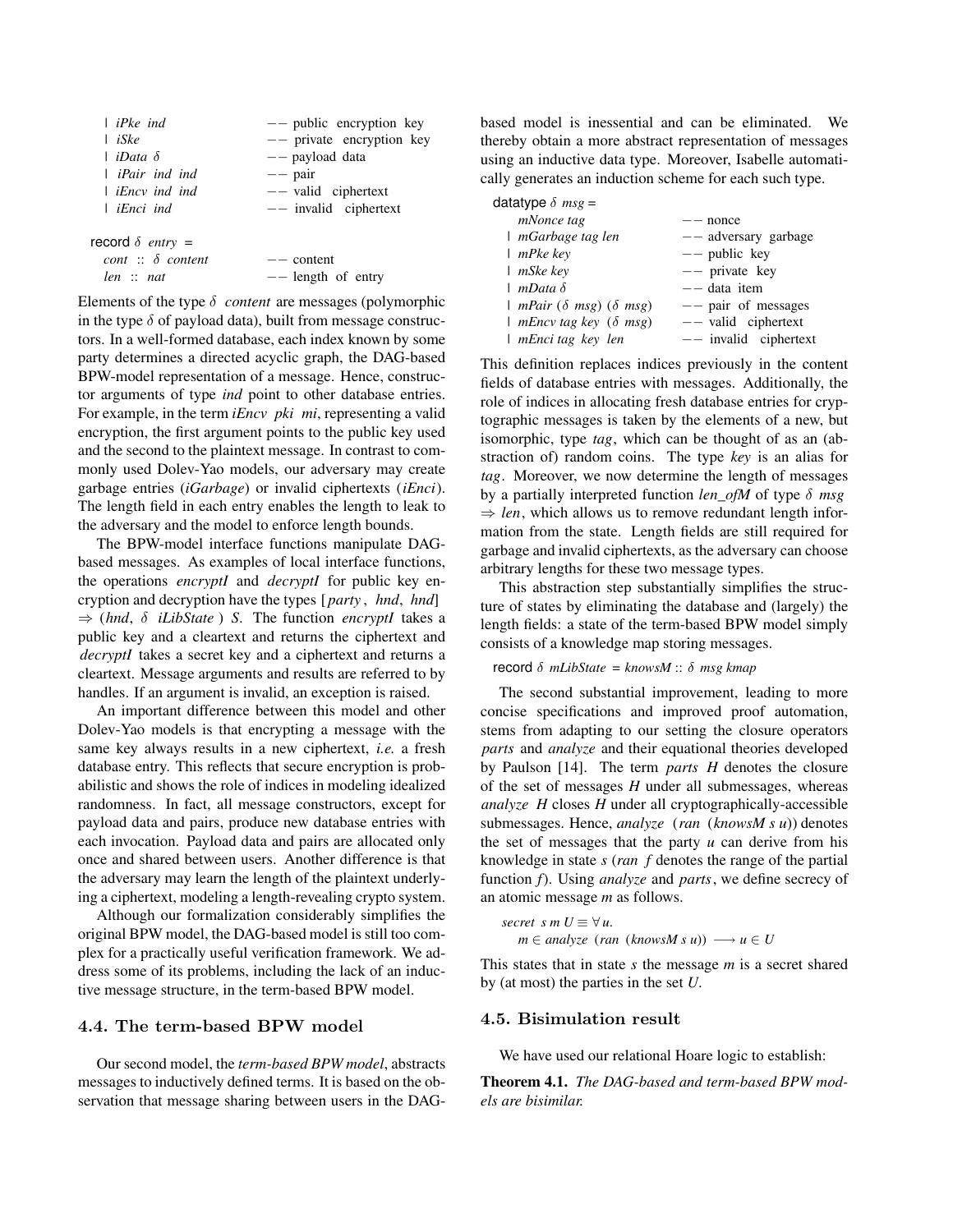```
  | iPke ind            -- public encryption key
  | iSke                -- private encryption key
  | iData δ             -- payload data
  | iPair ind ind       -- pair
  | iEncv ind ind       -- valid ciphertext
  | iEnci ind           -- invalid ciphertext

record δ entry =
  cont :: δ content     -- content
  len :: nat            -- length of entry
```

Elements of the type *δ content* are messages (polymorphic in the type *δ* of payload data), built from message constructors. In a well-formed database, each index known by some party determines a directed acyclic graph, the DAG-based BPW-model representation of a message. Hence, constructor arguments of type *ind* point to other database entries. For example, in the term *iEncv pki mi*, representing a valid encryption, the first argument points to the public key used and the second to the plaintext message. In contrast to commonly used Dolev-Yao models, our adversary may create garbage entries (*iGarbage*) or invalid ciphertexts (*iEnci*). The length field in each entry enables the length to leak to the adversary and the model to enforce length bounds.

The BPW-model interface functions manipulate DAG-based messages. As examples of local interface functions, the operations *encryptI* and *decryptI* for public key encryption and decryption have the types $[\,party,\ hnd,\ hnd] \Rightarrow (hnd,\ \delta\ iLibState)\ S$. The function *encryptI* takes a public key and a cleartext and returns the ciphertext and *decryptI* takes a secret key and a ciphertext and returns a cleartext. Message arguments and results are referred to by handles. If an argument is invalid, an exception is raised.

An important difference between this model and other Dolev-Yao models is that encrypting a message with the same key always results in a new ciphertext, *i.e.* a fresh database entry. This reflects that secure encryption is probabilistic and shows the role of indices in modeling idealized randomness. In fact, all message constructors, except for payload data and pairs, produce new database entries with each invocation. Payload data and pairs are allocated only once and shared between users. Another difference is that the adversary may learn the length of the plaintext underlying a ciphertext, modeling a length-revealing crypto system.

Although our formalization considerably simplifies the original BPW model, the DAG-based model is still too complex for a practically useful verification framework. We address some of its problems, including the lack of an inductive message structure, in the term-based BPW model.

## 4.4. The term-based BPW model

Our second model, the *term-based BPW model*, abstracts messages to inductively defined terms. It is based on the observation that message sharing between users in the DAG-based model is inessential and can be eliminated. We thereby obtain a more abstract representation of messages using an inductive data type. Moreover, Isabelle automatically generates an induction scheme for each such type.

```
datatype δ msg =
    mNonce tag                -- nonce
  | mGarbage tag len          -- adversary garbage
  | mPke key                  -- public key
  | mSke key                  -- private key
  | mData δ                   -- data item
  | mPair (δ msg) (δ msg)     -- pair of messages
  | mEncv tag key (δ msg)     -- valid ciphertext
  | mEnci tag key len         -- invalid ciphertext
```

This definition replaces indices previously in the content fields of database entries with messages. Additionally, the role of indices in allocating fresh database entries for cryptographic messages is taken by the elements of a new, but isomorphic, type *tag*, which can be thought of as an (abstraction of) random coins. The type *key* is an alias for *tag*. Moreover, we now determine the length of messages by a partially interpreted function *len_ofM* of type $\delta\ msg \Rightarrow len$, which allows us to remove redundant length information from the state. Length fields are still required for garbage and invalid ciphertexts, as the adversary can choose arbitrary lengths for these two message types.

This abstraction step substantially simplifies the structure of states by eliminating the database and (largely) the length fields: a state of the term-based BPW model simply consists of a knowledge map storing messages.

```
record δ mLibState = knowsM :: δ msg kmap
```

The second substantial improvement, leading to more concise specifications and improved proof automation, stems from adapting to our setting the closure operators *parts* and *analyze* and their equational theories developed by Paulson [14]. The term *parts H* denotes the closure of the set of messages *H* under all submessages, whereas *analyze H* closes *H* under all cryptographically-accessible submessages. Hence, *analyze (ran (knowsM s u))* denotes the set of messages that the party *u* can derive from his knowledge in state *s* (*ran f* denotes the range of the partial function *f*). Using *analyze* and *parts*, we define secrecy of an atomic message *m* as follows.

$$secret\ s\ m\ U \equiv \forall u.\ \ m \in analyze\ (ran\ (knowsM\ s\ u)) \longrightarrow u \in U$$

This states that in state *s* the message *m* is a secret shared by (at most) the parties in the set *U*.

## 4.5. Bisimulation result

We have used our relational Hoare logic to establish:

**Theorem 4.1.** *The DAG-based and term-based BPW models are bisimilar.*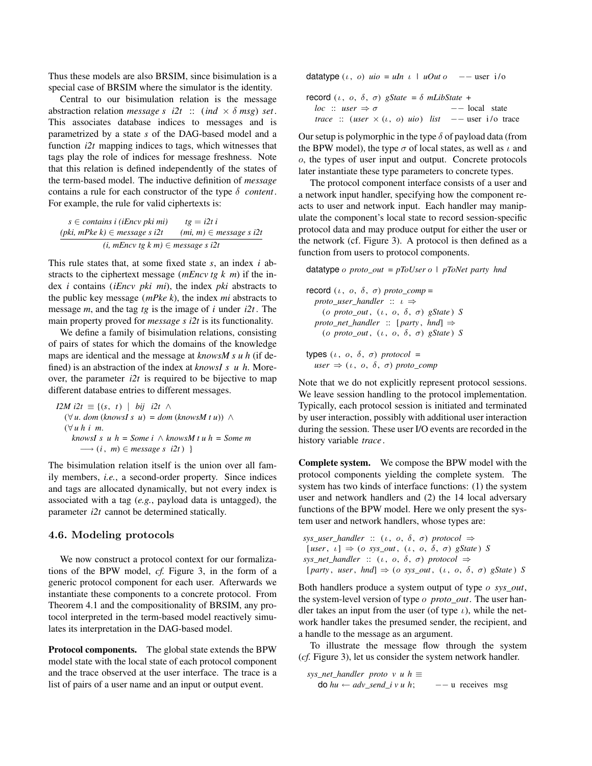Thus these models are also BRSIM, since bisimulation is a special case of BRSIM where the simulator is the identity.

Central to our bisimulation relation is the message abstraction relation *message s i2t* :: (*ind* × δ *msg*) *set*. This associates database indices to messages and is parametrized by a state *s* of the DAG-based model and a function *i2t* mapping indices to tags, which witnesses that tags play the role of indices for message freshness. Note that this relation is defined independently of the states of the term-based model. The inductive definition of *message* contains a rule for each constructor of the type δ *content*. For example, the rule for valid ciphertexts is:

$$\frac{s \in contains\ i\ (iEncv\ pki\ mi) \qquad tg = i2t\ i \qquad (pki,\ mPke\ k) \in message\ s\ i2t \qquad (mi,\ m) \in message\ s\ i2t}{(i,\ mEncv\ tg\ k\ m) \in message\ s\ i2t}$$

This rule states that, at some fixed state *s*, an index *i* abstracts to the ciphertext message (*mEncv tg k m*) if the index *i* contains (*iEncv pki mi*), the index *pki* abstracts to the public key message (*mPke k*), the index *mi* abstracts to message *m*, and the tag *tg* is the image of *i* under *i2t*. The main property proved for *message s i2t* is its functionality.

We define a family of bisimulation relations, consisting of pairs of states for which the domains of the knowledge maps are identical and the message at *knowsM s u h* (if defined) is an abstraction of the index at *knowsI s u h*. Moreover, the parameter *i2t* is required to be bijective to map different database entries to different messages.

```
I2M i2t ≡ {(s, t) | bij i2t ∧
  (∀ u. dom (knowsI s u) = dom (knowsM t u)) ∧
  (∀ u h i m.
    knowsI s u h = Some i ∧ knowsM t u h = Some m
      ⟶ (i, m) ∈ message s i2t) }
```

The bisimulation relation itself is the union over all family members, *i.e.*, a second-order property. Since indices and tags are allocated dynamically, but not every index is associated with a tag (*e.g.*, payload data is untagged), the parameter *i2t* cannot be determined statically.

### 4.6. Modeling protocols

We now construct a protocol context for our formalizations of the BPW model, *cf.* Figure 3, in the form of a generic protocol component for each user. Afterwards we instantiate these components to a concrete protocol. From Theorem 4.1 and the compositionality of BRSIM, any protocol interpreted in the term-based model reactively simulates its interpretation in the DAG-based model.

**Protocol components.** The global state extends the BPW model state with the local state of each protocol component and the trace observed at the user interface. The trace is a list of pairs of a user name and an input or output event.

```
datatype (ι, o) uio = uIn ι | uOut o    -- user i/o

record (ι, o, δ, σ) gState = δ mLibState +
  loc :: user ⇒ σ                       -- local state
  trace :: (user × (ι, o) uio) list     -- user i/o trace
```

Our setup is polymorphic in the type δ of payload data (from the BPW model), the type σ of local states, as well as ι and *o*, the types of user input and output. Concrete protocols later instantiate these type parameters to concrete types.

The protocol component interface consists of a user and a network input handler, specifying how the component reacts to user and network input. Each handler may manipulate the component's local state to record session-specific protocol data and may produce output for either the user or the network (cf. Figure 3). A protocol is then defined as a function from users to protocol components.

```
datatype o proto_out = pToUser o | pToNet party hnd

record (ι, o, δ, σ) proto_comp =
  proto_user_handler :: ι ⇒
    (o proto_out, (ι, o, δ, σ) gState) S
  proto_net_handler :: [party, hnd] ⇒
    (o proto_out, (ι, o, δ, σ) gState) S

types (ι, o, δ, σ) protocol =
  user ⇒ (ι, o, δ, σ) proto_comp
```

Note that we do not explicitly represent protocol sessions. We leave session handling to the protocol implementation. Typically, each protocol session is initiated and terminated by user interaction, possibly with additional user interaction during the session. These user I/O events are recorded in the history variable *trace*.

**Complete system.** We compose the BPW model with the protocol components yielding the complete system. The system has two kinds of interface functions: (1) the system user and network handlers and (2) the 14 local adversary functions of the BPW model. Here we only present the system user and network handlers, whose types are:

```
sys_user_handler :: (ι, o, δ, σ) protocol ⇒
  [user, ι] ⇒ (o sys_out, (ι, o, δ, σ) gState) S
sys_net_handler :: (ι, o, δ, σ) protocol ⇒
  [party, user, hnd] ⇒ (o sys_out, (ι, o, δ, σ) gState) S
```

Both handlers produce a system output of type *o sys_out*, the system-level version of type *o proto_out*. The user handler takes an input from the user (of type ι), while the network handler takes the presumed sender, the recipient, and a handle to the message as an argument.

To illustrate the message flow through the system (*cf.* Figure 3), let us consider the system network handler.

```
sys_net_handler proto v u h ≡
  do hu ← adv_send_i v u h;      -- u receives msg
```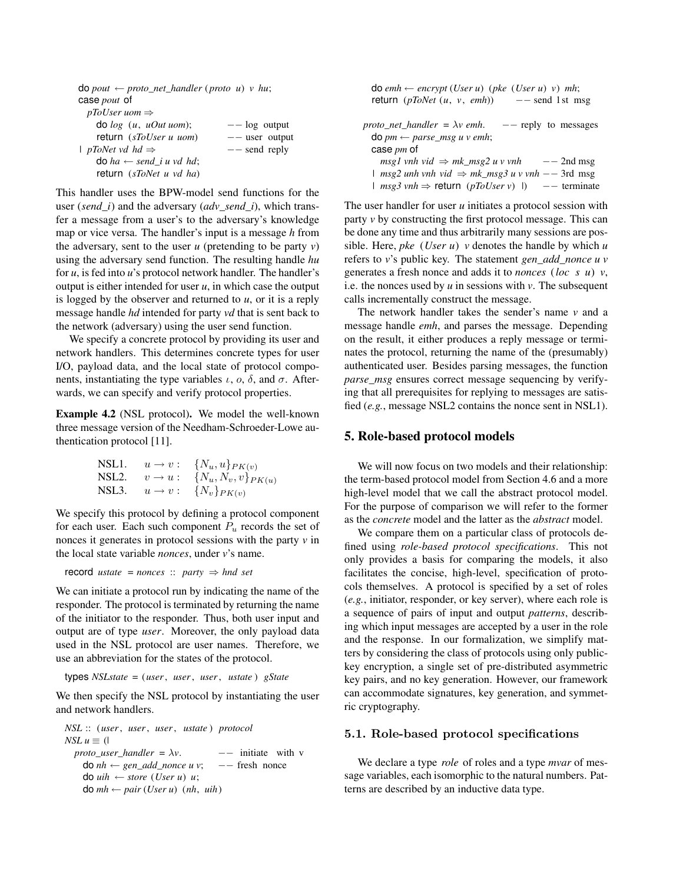```
do pout ← proto_net_handler (proto u) v hu;
case pout of
  pToUser uom ⇒
    do log (u, uOut uom);              -- log output
    return (sToUser u uom)             -- user output
| pToNet vd hd ⇒                       -- send reply
    do ha ← send_i u vd hd;
    return (sToNet u vd ha)
```

This handler uses the BPW-model send functions for the user (*send_i*) and the adversary (*adv_send_i*), which transfer a message from a user's to the adversary's knowledge map or vice versa. The handler's input is a message *h* from the adversary, sent to the user *u* (pretending to be party *v*) using the adversary send function. The resulting handle *hu* for *u*, is fed into *u*'s protocol network handler. The handler's output is either intended for user *u*, in which case the output is logged by the observer and returned to *u*, or it is a reply message handle *hd* intended for party *vd* that is sent back to the network (adversary) using the user send function.

We specify a concrete protocol by providing its user and network handlers. This determines concrete types for user I/O, payload data, and the local state of protocol components, instantiating the type variables $\iota$, $o$, $\delta$, and $\sigma$. Afterwards, we can specify and verify protocol properties.

**Example 4.2** (NSL protocol)**.** We model the well-known three message version of the Needham-Schroeder-Lowe authentication protocol [11].

$$
\begin{array}{lll}
\text{NSL1.} & u \to v : & \{N_u, u\}_{PK(v)} \\
\text{NSL2.} & v \to u : & \{N_u, N_v, v\}_{PK(u)} \\
\text{NSL3.} & u \to v : & \{N_v\}_{PK(v)}
\end{array}
$$

We specify this protocol by defining a protocol component for each user. Each such component $P_u$ records the set of nonces it generates in protocol sessions with the party *v* in the local state variable *nonces*, under *v*'s name.

```
record ustate = nonces :: party ⇒ hnd set
```

We can initiate a protocol run by indicating the name of the responder. The protocol is terminated by returning the name of the initiator to the responder. Thus, both user input and output are of type *user*. Moreover, the only payload data used in the NSL protocol are user names. Therefore, we use an abbreviation for the states of the protocol.

```
types NSLstate = (user, user, user, ustate) gState
```

We then specify the NSL protocol by instantiating the user and network handlers.

```
NSL :: (user, user, user, ustate) protocol
NSL u ≡ (|
  proto_user_handler = λv.            -- initiate with v
    do nh ← gen_add_nonce u v;        -- fresh nonce
    do uih ← store (User u) u;
    do mh ← pair (User u) (nh, uih)
    do emh ← encrypt (User u) (pke (User u) v) mh;
    return (pToNet (u, v, emh))       -- send 1st msg

  proto_net_handler = λv emh.         -- reply to messages
    do pm ← parse_msg u v emh;
    case pm of
      msg1 vnh vid ⇒ mk_msg2 u v vnh         -- 2nd msg
    | msg2 unh vnh vid ⇒ mk_msg3 u v vnh     -- 3rd msg
    | msg3 vnh ⇒ return (pToUser v) |)       -- terminate
```

The user handler for user *u* initiates a protocol session with party *v* by constructing the first protocol message. This can be done any time and thus arbitrarily many sessions are possible. Here, *pke* (*User u*) *v* denotes the handle by which *u* refers to *v*'s public key. The statement *gen_add_nonce u v* generates a fresh nonce and adds it to *nonces* (*loc s u*) *v*, i.e. the nonces used by *u* in sessions with *v*. The subsequent calls incrementally construct the message.

The network handler takes the sender's name *v* and a message handle *emh*, and parses the message. Depending on the result, it either produces a reply message or terminates the protocol, returning the name of the (presumably) authenticated user. Besides parsing messages, the function *parse_msg* ensures correct message sequencing by verifying that all prerequisites for replying to messages are satisfied (*e.g.*, message NSL2 contains the nonce sent in NSL1).

## 5. Role-based protocol models

We will now focus on two models and their relationship: the term-based protocol model from Section 4.6 and a more high-level model that we call the abstract protocol model. For the purpose of comparison we will refer to the former as the *concrete* model and the latter as the *abstract* model.

We compare them on a particular class of protocols defined using *role-based protocol specifications*. This not only provides a basis for comparing the models, it also facilitates the concise, high-level, specification of protocols themselves. A protocol is specified by a set of roles (*e.g.*, initiator, responder, or key server), where each role is a sequence of pairs of input and output *patterns*, describing which input messages are accepted by a user in the role and the response. In our formalization, we simplify matters by considering the class of protocols using only public-key encryption, a single set of pre-distributed asymmetric key pairs, and no key generation. However, our framework can accommodate signatures, key generation, and symmetric cryptography.

### 5.1. Role-based protocol specifications

We declare a type *role* of roles and a type *mvar* of message variables, each isomorphic to the natural numbers. Patterns are described by an inductive data type.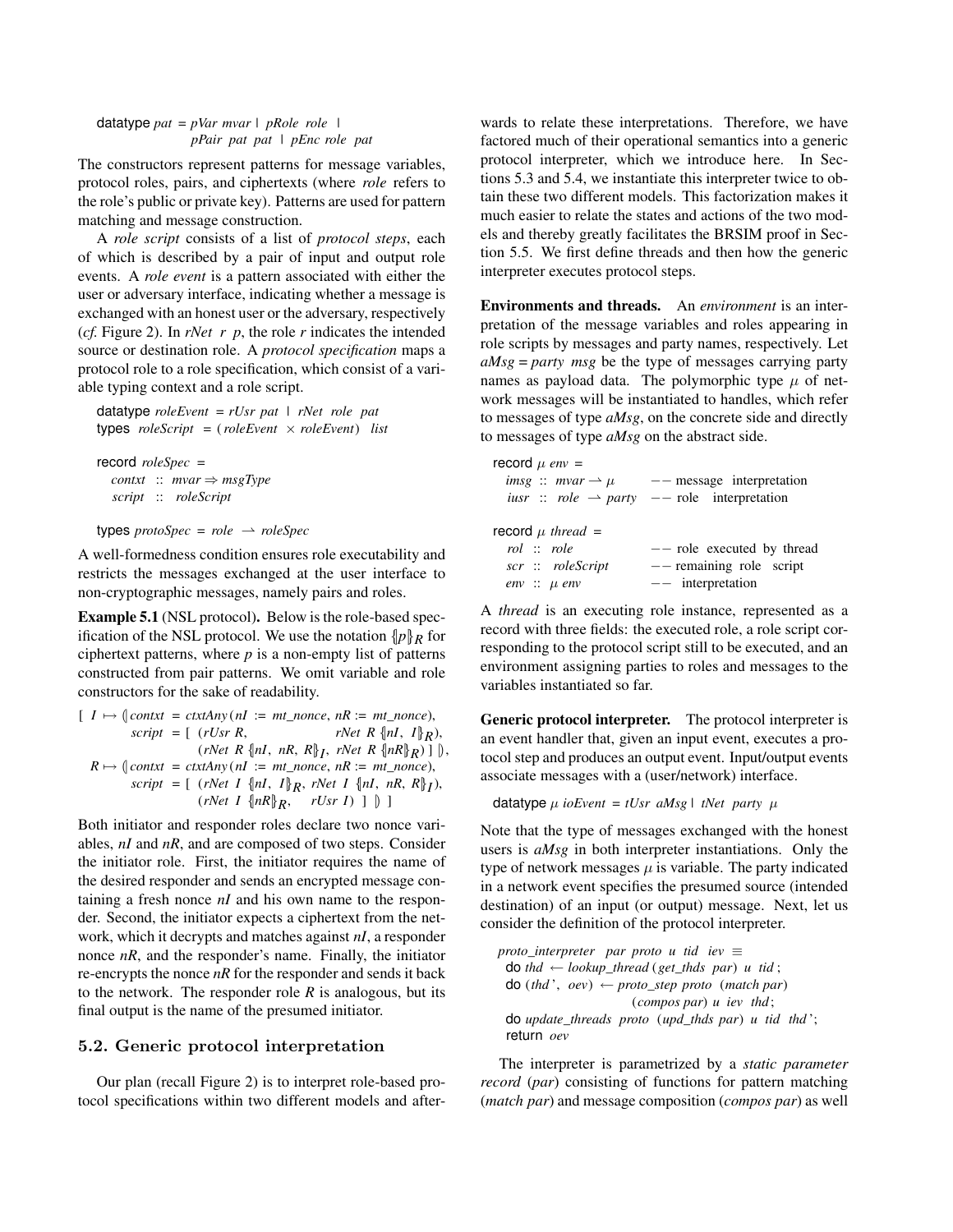```
datatype pat = pVar mvar | pRole role |
               pPair pat pat | pEnc role pat
```

The constructors represent patterns for message variables, protocol roles, pairs, and ciphertexts (where *role* refers to the role's public or private key). Patterns are used for pattern matching and message construction.

A *role script* consists of a list of *protocol steps*, each of which is described by a pair of input and output role events. A *role event* is a pattern associated with either the user or adversary interface, indicating whether a message is exchanged with an honest user or the adversary, respectively (*cf.* Figure 2). In *rNet r p*, the role *r* indicates the intended source or destination role. A *protocol specification* maps a protocol role to a role specification, which consist of a variable typing context and a role script.

```
datatype roleEvent = rUsr pat | rNet role pat
types roleScript = (roleEvent × roleEvent) list

record roleSpec =
  contxt :: mvar ⇒ msgType
  script :: roleScript

types protoSpec = role ⇀ roleSpec
```

A well-formedness condition ensures role executability and restricts the messages exchanged at the user interface to non-cryptographic messages, namely pairs and roles.

**Example 5.1** (NSL protocol). Below is the role-based specification of the NSL protocol. We use the notation $\{\!|p|\!\}_R$ for ciphertext patterns, where $p$ is a non-empty list of patterns constructed from pair patterns. We omit variable and role constructors for the sake of readability.

$$
\begin{array}{l}
[\ I \mapsto (\!| \mathit{contxt} = \mathit{ctxtAny}\,(\mathit{nI} := \mathit{mt\_nonce},\ \mathit{nR} := \mathit{mt\_nonce}),\\
\quad\quad \mathit{script} = [\ (\mathit{rUsr}\ R,\quad \mathit{rNet}\ R\ \{\!|\mathit{nI},\ I|\!\}_R),\\
\quad\quad\quad (\mathit{rNet}\ R\ \{\!|\mathit{nI},\ \mathit{nR},\ R|\!\}_I,\ \mathit{rNet}\ R\ \{\!|\mathit{nR}|\!\}_R)\ ]\ |\!),\\
\ R \mapsto (\!| \mathit{contxt} = \mathit{ctxtAny}\,(\mathit{nI} := \mathit{mt\_nonce},\ \mathit{nR} := \mathit{mt\_nonce}),\\
\quad\quad \mathit{script} = [\ (\mathit{rNet}\ I\ \{\!|\mathit{nI},\ I|\!\}_R,\ \mathit{rNet}\ I\ \{\!|\mathit{nI},\ \mathit{nR},\ R|\!\}_I),\\
\quad\quad\quad (\mathit{rNet}\ I\ \{\!|\mathit{nR}|\!\}_R,\quad \mathit{rUsr}\ I)\ ]\ |\!)\ ]
\end{array}
$$

Both initiator and responder roles declare two nonce variables, *nI* and *nR*, and are composed of two steps. Consider the initiator role. First, the initiator requires the name of the desired responder and sends an encrypted message containing a fresh nonce *nI* and his own name to the responder. Second, the initiator expects a ciphertext from the network, which it decrypts and matches against *nI*, a responder nonce *nR*, and the responder's name. Finally, the initiator re-encrypts the nonce *nR* for the responder and sends it back to the network. The responder role *R* is analogous, but its final output is the name of the presumed initiator.

## 5.2. Generic protocol interpretation

Our plan (recall Figure 2) is to interpret role-based protocol specifications within two different models and afterwards to relate these interpretations. Therefore, we have factored much of their operational semantics into a generic protocol interpreter, which we introduce here. In Sections 5.3 and 5.4, we instantiate this interpreter twice to obtain these two different models. This factorization makes it much easier to relate the states and actions of the two models and thereby greatly facilitates the BRSIM proof in Section 5.5. We first define threads and then how the generic interpreter executes protocol steps.

**Environments and threads.** An *environment* is an interpretation of the message variables and roles appearing in role scripts by messages and party names, respectively. Let *aMsg* = *party msg* be the type of messages carrying party names as payload data. The polymorphic type $\mu$ of network messages will be instantiated to handles, which refer to messages of type *aMsg*, on the concrete side and directly to messages of type *aMsg* on the abstract side.

```
record μ env =
  imsg :: mvar ⇀ μ        -- message interpretation
  iusr :: role ⇀ party    -- role interpretation

record μ thread =
  rol :: role             -- role executed by thread
  scr :: roleScript       -- remaining role script
  env :: μ env            -- interpretation
```

A *thread* is an executing role instance, represented as a record with three fields: the executed role, a role script corresponding to the protocol script still to be executed, and an environment assigning parties to roles and messages to the variables instantiated so far.

**Generic protocol interpreter.** The protocol interpreter is an event handler that, given an input event, executes a protocol step and produces an output event. Input/output events associate messages with a (user/network) interface.

```
datatype μ ioEvent = tUsr aMsg | tNet party μ
```

Note that the type of messages exchanged with the honest users is *aMsg* in both interpreter instantiations. Only the type of network messages $\mu$ is variable. The party indicated in a network event specifies the presumed source (intended destination) of an input (or output) message. Next, let us consider the definition of the protocol interpreter.

```
proto_interpreter par proto u tid iev ≡
  do thd ← lookup_thread (get_thds par) u tid;
  do (thd', oev) ← proto_step proto (match par)
                     (compos par) u iev thd;
  do update_threads proto (upd_thds par) u tid thd';
  return oev
```

The interpreter is parametrized by a *static parameter record* (*par*) consisting of functions for pattern matching (*match par*) and message composition (*compos par*) as well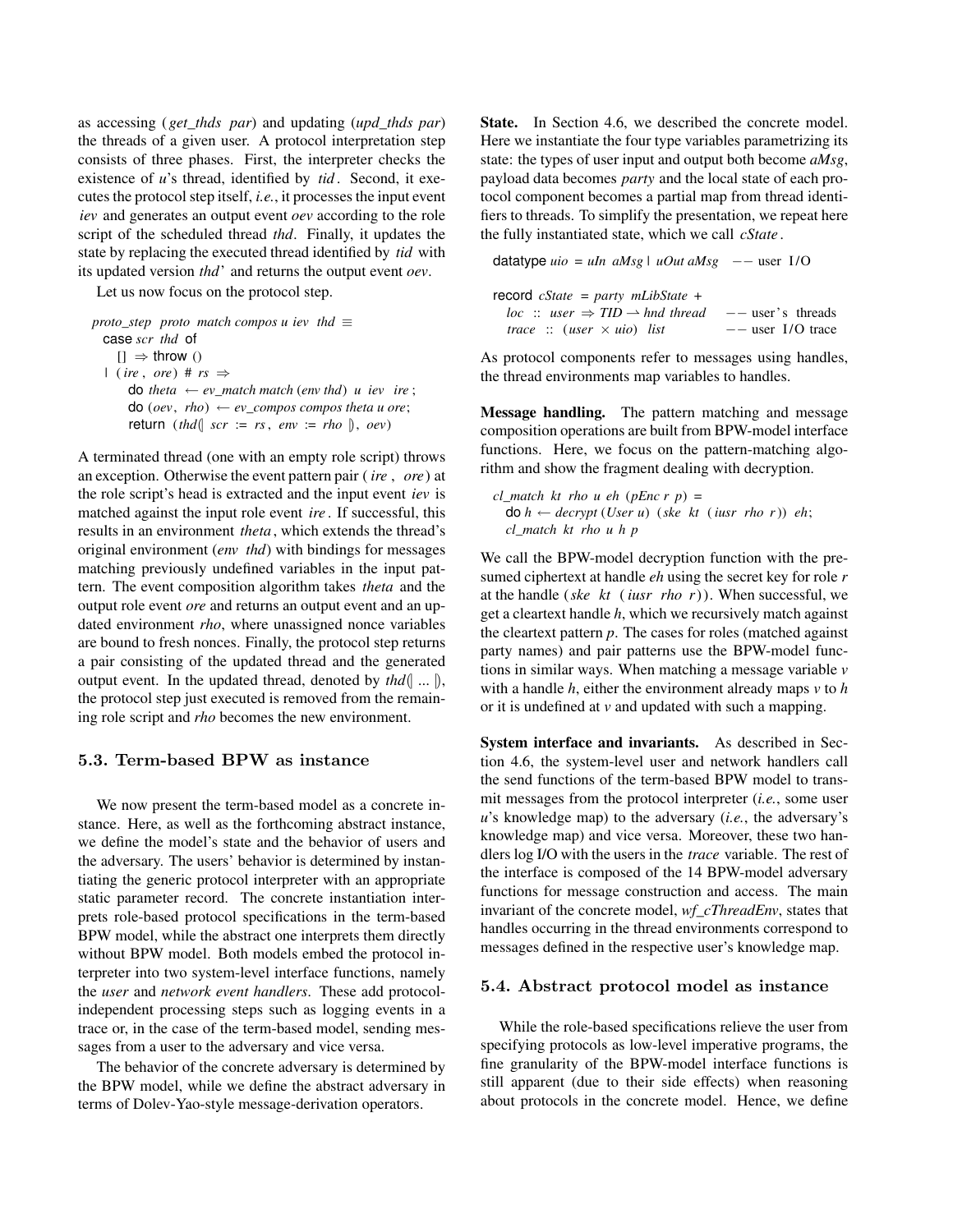as accessing (*get_thds par*) and updating (*upd_thds par*) the threads of a given user. A protocol interpretation step consists of three phases. First, the interpreter checks the existence of *u*'s thread, identified by *tid*. Second, it executes the protocol step itself, *i.e.*, it processes the input event *iev* and generates an output event *oev* according to the role script of the scheduled thread *thd*. Finally, it updates the state by replacing the executed thread identified by *tid* with its updated version *thd'* and returns the output event *oev*.

Let us now focus on the protocol step.

```
proto_step proto match compos u iev thd ≡
  case scr thd of
    [] ⇒ throw ()
  | (ire, ore) # rs ⇒
      do theta ← ev_match match (env thd) u iev ire;
      do (oev, rho) ← ev_compos compos theta u ore;
      return (thd⦇ scr := rs, env := rho ⦈, oev)
```

A terminated thread (one with an empty role script) throws an exception. Otherwise the event pattern pair (*ire*, *ore*) at the role script's head is extracted and the input event *iev* is matched against the input role event *ire*. If successful, this results in an environment *theta*, which extends the thread's original environment (*env thd*) with bindings for messages matching previously undefined variables in the input pattern. The event composition algorithm takes *theta* and the output role event *ore* and returns an output event and an updated environment *rho*, where unassigned nonce variables are bound to fresh nonces. Finally, the protocol step returns a pair consisting of the updated thread and the generated output event. In the updated thread, denoted by *thd*⦇ ... ⦈, the protocol step just executed is removed from the remaining role script and *rho* becomes the new environment.

### 5.3. Term-based BPW as instance

We now present the term-based model as a concrete instance. Here, as well as the forthcoming abstract instance, we define the model's state and the behavior of users and the adversary. The users' behavior is determined by instantiating the generic protocol interpreter with an appropriate static parameter record. The concrete instantiation interprets role-based protocol specifications in the term-based BPW model, while the abstract one interprets them directly without BPW model. Both models embed the protocol interpreter into two system-level interface functions, namely the *user* and *network event handlers*. These add protocol-independent processing steps such as logging events in a trace or, in the case of the term-based model, sending messages from a user to the adversary and vice versa.

The behavior of the concrete adversary is determined by the BPW model, while we define the abstract adversary in terms of Dolev-Yao-style message-derivation operators.

**State.** In Section 4.6, we described the concrete model. Here we instantiate the four type variables parametrizing its state: the types of user input and output both become *aMsg*, payload data becomes *party* and the local state of each protocol component becomes a partial map from thread identifiers to threads. To simplify the presentation, we repeat here the fully instantiated state, which we call *cState*.

```
datatype uio = uIn aMsg | uOut aMsg   -- user I/O

record cState = party mLibState +
  loc   :: user ⇒ TID ⇀ hnd thread    -- user's threads
  trace :: (user × uio) list           -- user I/O trace
```

As protocol components refer to messages using handles, the thread environments map variables to handles.

**Message handling.** The pattern matching and message composition operations are built from BPW-model interface functions. Here, we focus on the pattern-matching algorithm and show the fragment dealing with decryption.

```
cl_match kt rho u eh (pEnc r p) =
  do h ← decrypt (User u) (ske kt (iusr rho r)) eh;
  cl_match kt rho u h p
```

We call the BPW-model decryption function with the presumed ciphertext at handle *eh* using the secret key for role *r* at the handle (*ske kt* (*iusr rho r*)). When successful, we get a cleartext handle *h*, which we recursively match against the cleartext pattern *p*. The cases for roles (matched against party names) and pair patterns use the BPW-model functions in similar ways. When matching a message variable *v* with a handle *h*, either the environment already maps *v* to *h* or it is undefined at *v* and updated with such a mapping.

**System interface and invariants.** As described in Section 4.6, the system-level user and network handlers call the send functions of the term-based BPW model to transmit messages from the protocol interpreter (*i.e.*, some user *u*'s knowledge map) to the adversary (*i.e.*, the adversary's knowledge map) and vice versa. Moreover, these two handlers log I/O with the users in the *trace* variable. The rest of the interface is composed of the 14 BPW-model adversary functions for message construction and access. The main invariant of the concrete model, *wf_cThreadEnv*, states that handles occurring in the thread environments correspond to messages defined in the respective user's knowledge map.

### 5.4. Abstract protocol model as instance

While the role-based specifications relieve the user from specifying protocols as low-level imperative programs, the fine granularity of the BPW-model interface functions is still apparent (due to their side effects) when reasoning about protocols in the concrete model. Hence, we define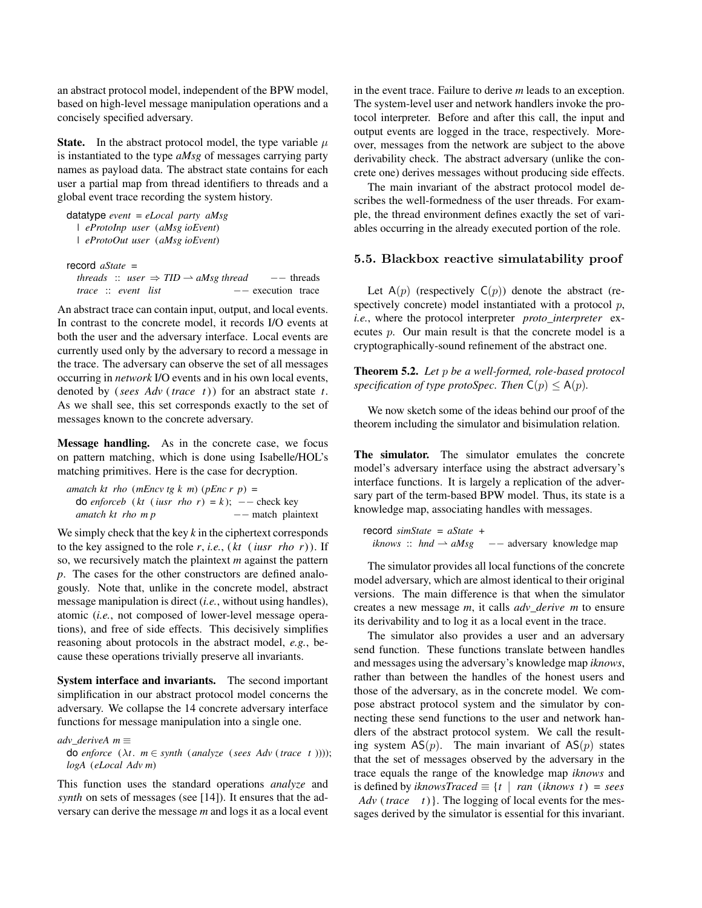an abstract protocol model, independent of the BPW model, based on high-level message manipulation operations and a concisely specified adversary.

**State.** In the abstract protocol model, the type variable $\mu$ is instantiated to the type *aMsg* of messages carrying party names as payload data. The abstract state contains for each user a partial map from thread identifiers to threads and a global event trace recording the system history.

```
datatype event = eLocal party aMsg
  | eProtoInp user (aMsg ioEvent)
  | eProtoOut user (aMsg ioEvent)

record aState =
  threads :: user ⇒ TID ⇀ aMsg thread      -- threads
  trace :: event list                      -- execution trace
```

An abstract trace can contain input, output, and local events. In contrast to the concrete model, it records I/O events at both the user and the adversary interface. Local events are currently used only by the adversary to record a message in the trace. The adversary can observe the set of all messages occurring in *network* I/O events and in his own local events, denoted by (*sees Adv* (*trace t*)) for an abstract state *t*. As we shall see, this set corresponds exactly to the set of messages known to the concrete adversary.

**Message handling.** As in the concrete case, we focus on pattern matching, which is done using Isabelle/HOL's matching primitives. Here is the case for decryption.

```
amatch kt rho (mEncv tg k m) (pEnc r p) =
  do enforceb (kt (iusr rho r) = k);  -- check key
  amatch kt rho m p                   -- match plaintext
```

We simply check that the key *k* in the ciphertext corresponds to the key assigned to the role *r*, *i.e.*, (*kt* (*iusr rho r*)). If so, we recursively match the plaintext *m* against the pattern *p*. The cases for the other constructors are defined analogously. Note that, unlike in the concrete model, abstract message manipulation is direct (*i.e.*, without using handles), atomic (*i.e.*, not composed of lower-level message operations), and free of side effects. This decisively simplifies reasoning about protocols in the abstract model, *e.g.*, because these operations trivially preserve all invariants.

**System interface and invariants.** The second important simplification in our abstract protocol model concerns the adversary. We collapse the 14 concrete adversary interface functions for message manipulation into a single one.

```
adv_deriveA m ≡
  do enforce (λt. m ∈ synth (analyze (sees Adv (trace t))));
  logA (eLocal Adv m)
```

This function uses the standard operations *analyze* and *synth* on sets of messages (see [14]). It ensures that the adversary can derive the message *m* and logs it as a local event in the event trace. Failure to derive *m* leads to an exception. The system-level user and network handlers invoke the protocol interpreter. Before and after this call, the input and output events are logged in the trace, respectively. Moreover, messages from the network are subject to the above derivability check. The abstract adversary (unlike the concrete one) derives messages without producing side effects.

The main invariant of the abstract protocol model describes the well-formedness of the user threads. For example, the thread environment defines exactly the set of variables occurring in the already executed portion of the role.

### 5.5. Blackbox reactive simulatability proof

Let $\mathsf{A}(p)$ (respectively $\mathsf{C}(p)$) denote the abstract (respectively concrete) model instantiated with a protocol $p$, *i.e.*, where the protocol interpreter *proto_interpreter* executes $p$. Our main result is that the concrete model is a cryptographically-sound refinement of the abstract one.

**Theorem 5.2.** *Let $p$ be a well-formed, role-based protocol specification of type protoSpec. Then $\mathsf{C}(p) \leq \mathsf{A}(p)$.*

We now sketch some of the ideas behind our proof of the theorem including the simulator and bisimulation relation.

**The simulator.** The simulator emulates the concrete model's adversary interface using the abstract adversary's interface functions. It is largely a replication of the adversary part of the term-based BPW model. Thus, its state is a knowledge map, associating handles with messages.

```
record simState = aState +
  iknows :: hnd ⇀ aMsg     -- adversary knowledge map
```

The simulator provides all local functions of the concrete model adversary, which are almost identical to their original versions. The main difference is that when the simulator creates a new message *m*, it calls *adv_derive m* to ensure its derivability and to log it as a local event in the trace.

The simulator also provides a user and an adversary send function. These functions translate between handles and messages using the adversary's knowledge map *iknows*, rather than between the handles of the honest users and those of the adversary, as in the concrete model. We compose abstract protocol system and the simulator by connecting these send functions to the user and network handlers of the abstract protocol system. We call the resulting system $\mathsf{AS}(p)$. The main invariant of $\mathsf{AS}(p)$ states that the set of messages observed by the adversary in the trace equals the range of the knowledge map *iknows* and is defined by *iknowsTraced* ≡ {*t* | *ran* (*iknows t*) = *sees Adv* (*trace t*)}. The logging of local events for the messages derived by the simulator is essential for this invariant.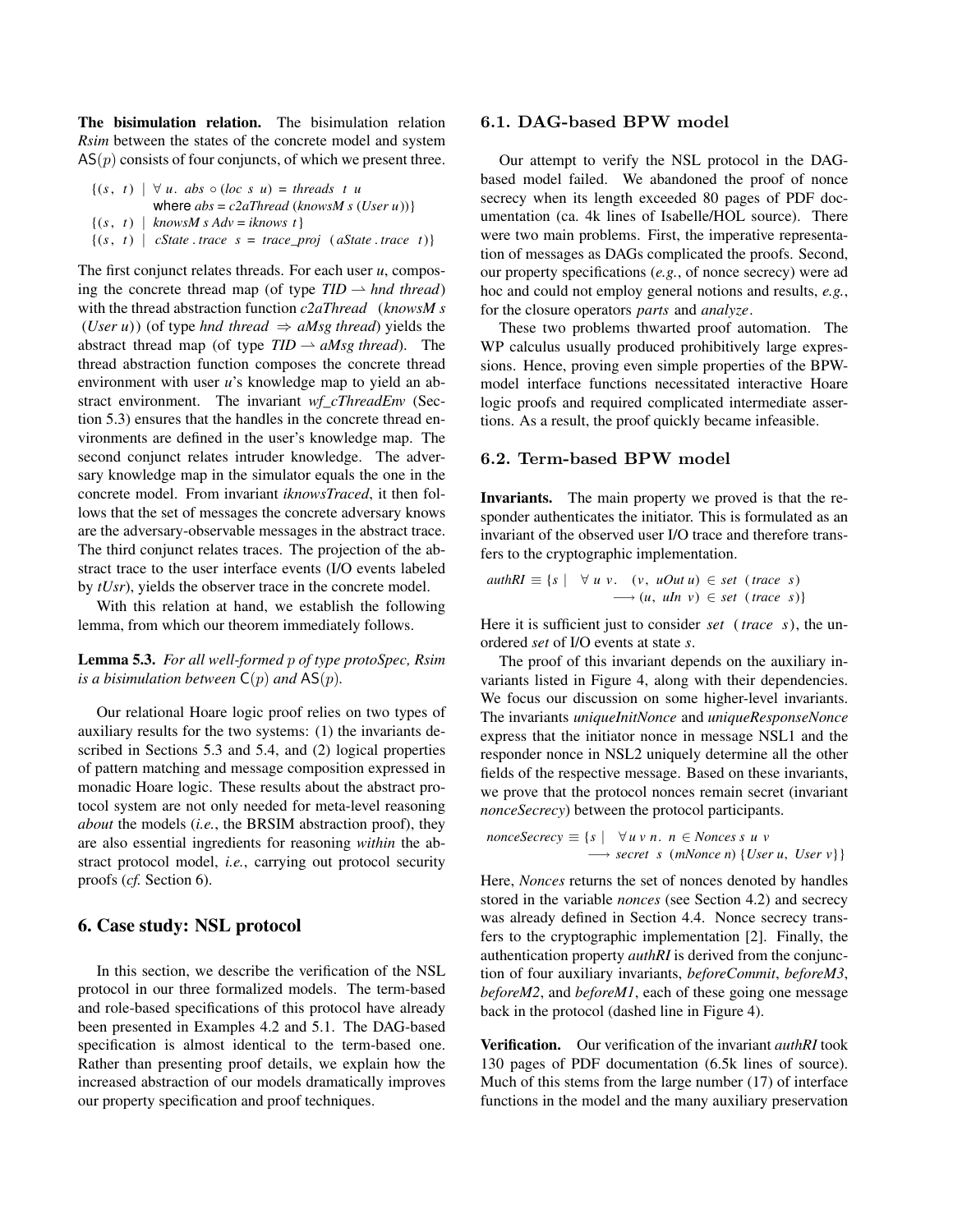**The bisimulation relation.** The bisimulation relation *Rsim* between the states of the concrete model and system $\mathsf{AS}(p)$ consists of four conjuncts, of which we present three.

$$\{(s,\ t)\ |\ \forall\ u.\ abs \circ (loc\ s\ u) = threads\ \ t\ \ u \text{ where } abs = c2aThread\ (knowsM\ s\ (User\ u))\}$$

$$\{(s,\ t)\ |\ knowsM\ s\ Adv = iknows\ t\}$$

$$\{(s,\ t)\ |\ cState\ .\ trace\ \ s = trace\_proj\ \ (aState\ .\ trace\ \ t)\}$$

The first conjunct relates threads. For each user *u*, composing the concrete thread map (of type $TID \rightharpoonup hnd\ thread$) with the thread abstraction function *c2aThread* (*knowsM s* (*User u*)) (of type $hnd\ thread \Rightarrow aMsg\ thread$) yields the abstract thread map (of type $TID \rightharpoonup aMsg\ thread$). The thread abstraction function composes the concrete thread environment with user *u*'s knowledge map to yield an abstract environment. The invariant *wf_cThreadEnv* (Section 5.3) ensures that the handles in the concrete thread environments are defined in the user's knowledge map. The second conjunct relates intruder knowledge. The adversary knowledge map in the simulator equals the one in the concrete model. From invariant *iknowsTraced*, it then follows that the set of messages the concrete adversary knows are the adversary-observable messages in the abstract trace. The third conjunct relates traces. The projection of the abstract trace to the user interface events (I/O events labeled by *tUsr*), yields the observer trace in the concrete model.

With this relation at hand, we establish the following lemma, from which our theorem immediately follows.

**Lemma 5.3.** *For all well-formed p of type protoSpec, Rsim is a bisimulation between* $\mathsf{C}(p)$ *and* $\mathsf{AS}(p)$*.*

Our relational Hoare logic proof relies on two types of auxiliary results for the two systems: (1) the invariants described in Sections 5.3 and 5.4, and (2) logical properties of pattern matching and message composition expressed in monadic Hoare logic. These results about the abstract protocol system are not only needed for meta-level reasoning *about* the models (*i.e.*, the BRSIM abstraction proof), they are also essential ingredients for reasoning *within* the abstract protocol model, *i.e.*, carrying out protocol security proofs (*cf.* Section 6).

# 6. Case study: NSL protocol

In this section, we describe the verification of the NSL protocol in our three formalized models. The term-based and role-based specifications of this protocol have already been presented in Examples 4.2 and 5.1. The DAG-based specification is almost identical to the term-based one. Rather than presenting proof details, we explain how the increased abstraction of our models dramatically improves our property specification and proof techniques.

## 6.1. DAG-based BPW model

Our attempt to verify the NSL protocol in the DAG-based model failed. We abandoned the proof of nonce secrecy when its length exceeded 80 pages of PDF documentation (ca. 4k lines of Isabelle/HOL source). There were two main problems. First, the imperative representation of messages as DAGs complicated the proofs. Second, our property specifications (*e.g.*, of nonce secrecy) were ad hoc and could not employ general notions and results, *e.g.*, for the closure operators *parts* and *analyze*.

These two problems thwarted proof automation. The WP calculus usually produced prohibitively large expressions. Hence, proving even simple properties of the BPW-model interface functions necessitated interactive Hoare logic proofs and required complicated intermediate assertions. As a result, the proof quickly became infeasible.

## 6.2. Term-based BPW model

**Invariants.** The main property we proved is that the responder authenticates the initiator. This is formulated as an invariant of the observed user I/O trace and therefore transfers to the cryptographic implementation.

$$authRI \equiv \{s\ |\ \ \forall\ u\ v.\ \ (v,\ uOut\ u) \in set\ \ (trace\ \ s) \longrightarrow (u,\ uIn\ v) \in set\ \ (trace\ \ s)\}$$

Here it is sufficient just to consider *set* (*trace s*), the unordered *set* of I/O events at state *s*.

The proof of this invariant depends on the auxiliary invariants listed in Figure 4, along with their dependencies. We focus our discussion on some higher-level invariants. The invariants *uniqueInitNonce* and *uniqueResponseNonce* express that the initiator nonce in message NSL1 and the responder nonce in NSL2 uniquely determine all the other fields of the respective message. Based on these invariants, we prove that the protocol nonces remain secret (invariant *nonceSecrecy*) between the protocol participants.

$$nonceSecrecy \equiv \{s\ |\ \ \forall u\ v\ n.\ \ n \in Nonces\ s\ u\ v \longrightarrow secret\ \ s\ \ (mNonce\ n)\ \{User\ u,\ \ User\ v\}\}$$

Here, *Nonces* returns the set of nonces denoted by handles stored in the variable *nonces* (see Section 4.2) and secrecy was already defined in Section 4.4. Nonce secrecy transfers to the cryptographic implementation [2]. Finally, the authentication property *authRI* is derived from the conjunction of four auxiliary invariants, *beforeCommit*, *beforeM3*, *beforeM2*, and *beforeM1*, each of these going one message back in the protocol (dashed line in Figure 4).

**Verification.** Our verification of the invariant *authRI* took 130 pages of PDF documentation (6.5k lines of source). Much of this stems from the large number (17) of interface functions in the model and the many auxiliary preservation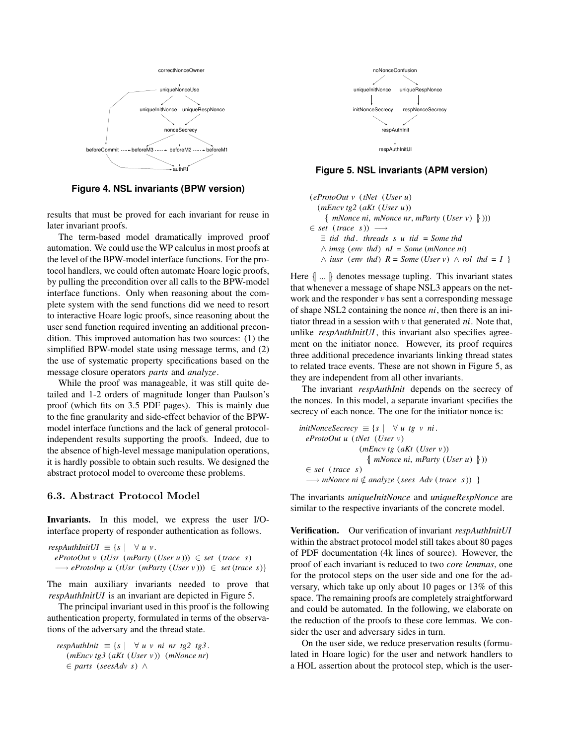Figure 4. NSL invariants (BPW version)

results that must be proved for each invariant for reuse in later invariant proofs.

The term-based model dramatically improved proof automation. We could use the WP calculus in most proofs at the level of the BPW-model interface functions. For the protocol handlers, we could often automate Hoare logic proofs, by pulling the precondition over all calls to the BPW-model interface functions. Only when reasoning about the complete system with the send functions did we need to resort to interactive Hoare logic proofs, since reasoning about the user send function required inventing an additional precondition. This improved automation has two sources: (1) the simplified BPW-model state using message terms, and (2) the use of systematic property specifications based on the message closure operators *parts* and *analyze*.

While the proof was manageable, it was still quite detailed and 1-2 orders of magnitude longer than Paulson's proof (which fits on 3.5 PDF pages). This is mainly due to the fine granularity and side-effect behavior of the BPW-model interface functions and the lack of general protocol-independent results supporting the proofs. Indeed, due to the absence of high-level message manipulation operations, it is hardly possible to obtain such results. We designed the abstract protocol model to overcome these problems.

### 6.3. Abstract Protocol Model

**Invariants.** In this model, we express the user I/O-interface property of responder authentication as follows.

$$\begin{array}{l} respAuthInitUI \equiv \{s \mid \ \forall\, u\ v. \\ \quad eProtoOut\ v\ (tUsr\ (mParty\ (User\ u)))\ \in\ set\ (trace\ s) \\ \quad \longrightarrow eProtoInp\ u\ (tUsr\ (mParty\ (User\ v)))\ \in\ set\,(trace\ s)\} \end{array}$$

The main auxiliary invariants needed to prove that *respAuthInitUI* is an invariant are depicted in Figure 5.

The principal invariant used in this proof is the following authentication property, formulated in terms of the observations of the adversary and the thread state.

$$\begin{array}{l} respAuthInit \equiv \{s \mid \ \forall\, u\ v\ ni\ nr\ tg2\ tg3\,. \\ \quad (mEncv\ tg3\ (aKt\ (User\ v))\ (mNonce\ nr) \\ \quad \in parts\ (seesAdv\ s)\ \wedge \\ \quad (eProtoOut\ v\ (tNet\ (User\ u) \\ \qquad (mEncv\ tg2\ (aKt\ (User\ u)) \\ \qquad\quad \{\!|\ mNonce\ ni,\ mNonce\ nr,\ mParty\ (User\ v)\ |\!\}))) \\ \quad \in set\ (trace\ s)) \longrightarrow \\ \qquad \exists\ tid\ thd.\ \ threads\ \ s\ \ u\ \ tid\ = Some\ thd \\ \qquad \wedge\ imsg\ (env\ thd)\ nI\ = Some\ (mNonce\ ni) \\ \qquad \wedge\ iusr\ (env\ thd)\ R = Some\ (User\ v)\ \wedge\ rol\ \ thd\ = I\ \ \} \end{array}$$

Figure 5. NSL invariants (APM version)

Here $\{\!| \ldots |\!\}$ denotes message tupling. This invariant states that whenever a message of shape NSL3 appears on the network and the responder $v$ has sent a corresponding message of shape NSL2 containing the nonce $ni$, then there is an initiator thread in a session with $v$ that generated $ni$. Note that, unlike *respAuthInitUI*, this invariant also specifies agreement on the initiator nonce. However, its proof requires three additional precedence invariants linking thread states to related trace events. These are not shown in Figure 5, as they are independent from all other invariants.

The invariant *respAuthInit* depends on the secrecy of the nonces. In this model, a separate invariant specifies the secrecy of each nonce. The one for the initiator nonce is:

$$\begin{array}{l} initNonceSecrecy \equiv \{s \mid \ \forall\, u\ tg\ v\ ni\,. \\ \quad eProtoOut\ u\ (tNet\ (User\ v) \\ \qquad\qquad (mEncv\ tg\ (aKt\ (User\ v)) \\ \qquad\qquad\quad \{\!|\ mNonce\ ni,\ mParty\ (User\ u)\ |\!\})) \\ \quad \in\ set\ \ (trace\ \ s) \\ \quad \longrightarrow mNonce\ ni \notin analyze\ (sees\ Adv\ (trace\ \ s))\ \ \} \end{array}$$

The invariants *uniqueInitNonce* and *uniqueRespNonce* are similar to the respective invariants of the concrete model.

**Verification.** Our verification of invariant *respAuthInitUI* within the abstract protocol model still takes about 80 pages of PDF documentation (4k lines of source). However, the proof of each invariant is reduced to two *core lemmas*, one for the protocol steps on the user side and one for the adversary, which take up only about 10 pages or 13% of this space. The remaining proofs are completely straightforward and could be automated. In the following, we elaborate on the reduction of the proofs to these core lemmas. We consider the user and adversary sides in turn.

On the user side, we reduce preservation results (formulated in Hoare logic) for the user and network handlers to a HOL assertion about the protocol step, which is the user-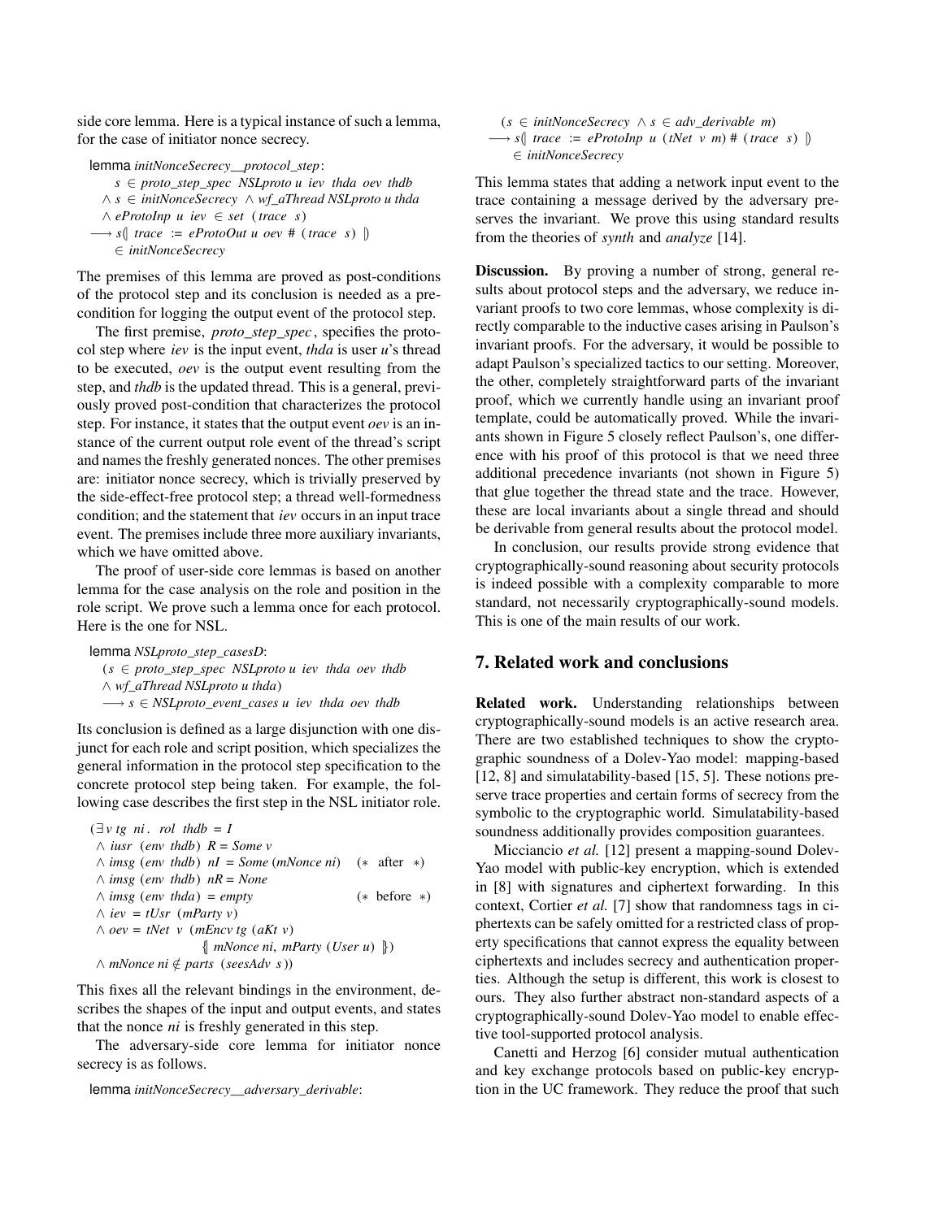side core lemma. Here is a typical instance of such a lemma, for the case of initiator nonce secrecy.

```
lemma initNonceSecrecy__protocol_step:
    s ∈ proto_step_spec NSLproto u iev thda oev thdb
  ∧ s ∈ initNonceSecrecy ∧ wf_aThread NSLproto u thda
  ∧ eProtoInp u iev ∈ set (trace s)
⟶ s⦇ trace := eProtoOut u oev # (trace s) ⦈
    ∈ initNonceSecrecy
```

The premises of this lemma are proved as post-conditions of the protocol step and its conclusion is needed as a precondition for logging the output event of the protocol step.

The first premise, *proto_step_spec*, specifies the protocol step where *iev* is the input event, *thda* is user *u*'s thread to be executed, *oev* is the output event resulting from the step, and *thdb* is the updated thread. This is a general, previously proved post-condition that characterizes the protocol step. For instance, it states that the output event *oev* is an instance of the current output role event of the thread's script and names the freshly generated nonces. The other premises are: initiator nonce secrecy, which is trivially preserved by the side-effect-free protocol step; a thread well-formedness condition; and the statement that *iev* occurs in an input trace event. The premises include three more auxiliary invariants, which we have omitted above.

The proof of user-side core lemmas is based on another lemma for the case analysis on the role and position in the role script. We prove such a lemma once for each protocol. Here is the one for NSL.

```
lemma NSLproto_step_casesD:
  (s ∈ proto_step_spec NSLproto u iev thda oev thdb
  ∧ wf_aThread NSLproto u thda)
  ⟶ s ∈ NSLproto_event_cases u iev thda oev thdb
```

Its conclusion is defined as a large disjunction with one disjunct for each role and script position, which specializes the general information in the protocol step specification to the concrete protocol step being taken. For example, the following case describes the first step in the NSL initiator role.

```
(∃ v tg ni. rol thdb = I
 ∧ iusr (env thdb) R = Some v
 ∧ imsg (env thdb) nI = Some (mNonce ni)    (* after *)
 ∧ imsg (env thdb) nR = None
 ∧ imsg (env thda) = empty                  (* before *)
 ∧ iev = tUsr (mParty v)
 ∧ oev = tNet v (mEncv tg (aKt v)
                 ⦃ mNonce ni, mParty (User u) ⦄)
 ∧ mNonce ni ∉ parts (seesAdv s))
```

This fixes all the relevant bindings in the environment, describes the shapes of the input and output events, and states that the nonce *ni* is freshly generated in this step.

The adversary-side core lemma for initiator nonce secrecy is as follows.

```
lemma initNonceSecrecy__adversary_derivable:
  (s ∈ initNonceSecrecy ∧ s ∈ adv_derivable m)
⟶ s⦇ trace := eProtoInp u (tNet v m) # (trace s) ⦈
   ∈ initNonceSecrecy
```

This lemma states that adding a network input event to the trace containing a message derived by the adversary preserves the invariant. We prove this using standard results from the theories of *synth* and *analyze* [14].

**Discussion.** By proving a number of strong, general results about protocol steps and the adversary, we reduce invariant proofs to two core lemmas, whose complexity is directly comparable to the inductive cases arising in Paulson's invariant proofs. For the adversary, it would be possible to adapt Paulson's specialized tactics to our setting. Moreover, the other, completely straightforward parts of the invariant proof, which we currently handle using an invariant proof template, could be automatically proved. While the invariants shown in Figure 5 closely reflect Paulson's, one difference with his proof of this protocol is that we need three additional precedence invariants (not shown in Figure 5) that glue together the thread state and the trace. However, these are local invariants about a single thread and should be derivable from general results about the protocol model.

In conclusion, our results provide strong evidence that cryptographically-sound reasoning about security protocols is indeed possible with a complexity comparable to more standard, not necessarily cryptographically-sound models. This is one of the main results of our work.

## 7. Related work and conclusions

**Related work.** Understanding relationships between cryptographically-sound models is an active research area. There are two established techniques to show the cryptographic soundness of a Dolev-Yao model: mapping-based [12, 8] and simulatability-based [15, 5]. These notions preserve trace properties and certain forms of secrecy from the symbolic to the cryptographic world. Simulatability-based soundness additionally provides composition guarantees.

Micciancio *et al.* [12] present a mapping-sound Dolev-Yao model with public-key encryption, which is extended in [8] with signatures and ciphertext forwarding. In this context, Cortier *et al.* [7] show that randomness tags in ciphertexts can be safely omitted for a restricted class of property specifications that cannot express the equality between ciphertexts and includes secrecy and authentication properties. Although the setup is different, this work is closest to ours. They also further abstract non-standard aspects of a cryptographically-sound Dolev-Yao model to enable effective tool-supported protocol analysis.

Canetti and Herzog [6] consider mutual authentication and key exchange protocols based on public-key encryption in the UC framework. They reduce the proof that such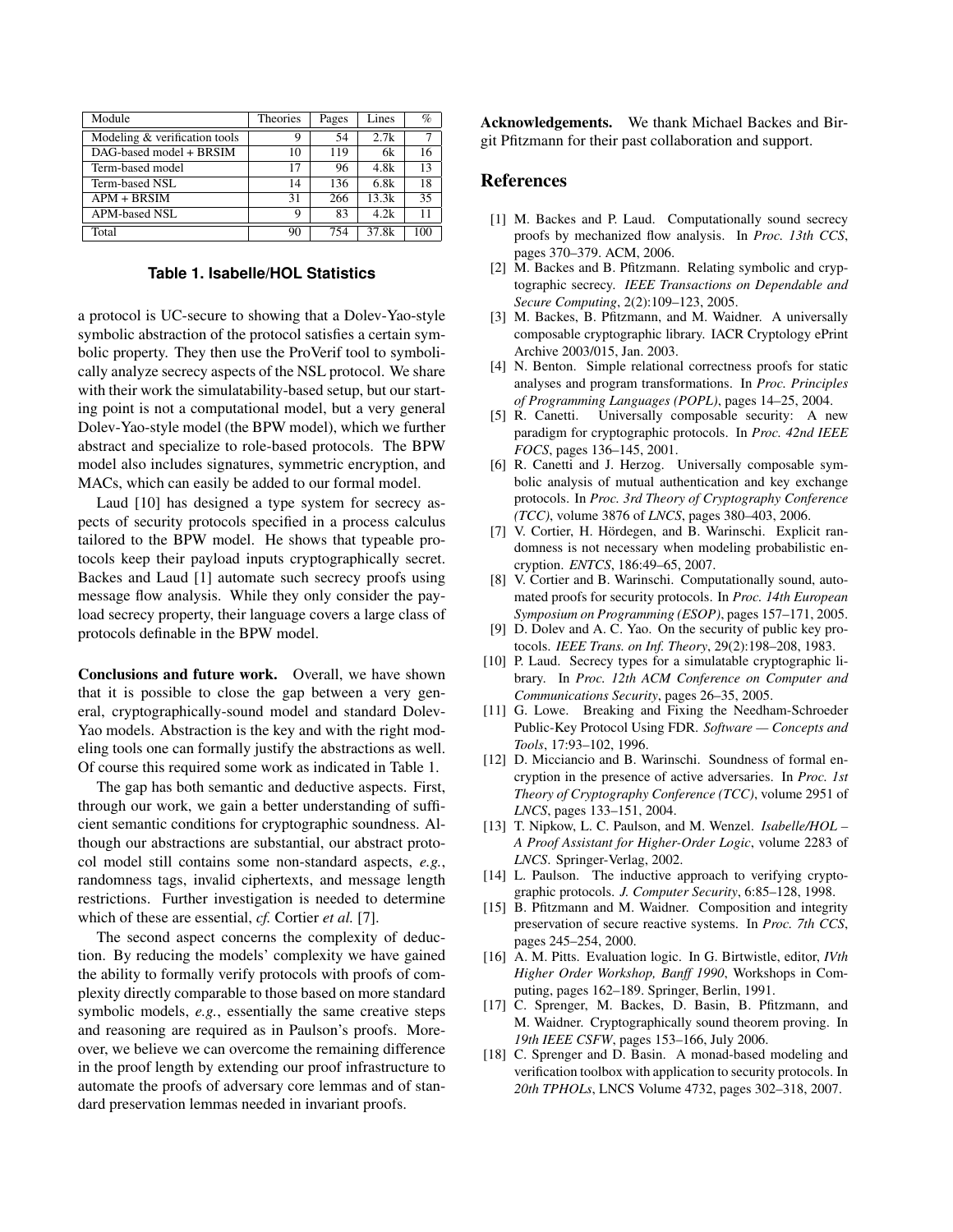| Module | Theories | Pages | Lines | % |
|---|---|---|---|---|
| Modeling & verification tools | 9 | 54 | 2.7k | 7 |
| DAG-based model + BRSIM | 10 | 119 | 6k | 16 |
| Term-based model | 17 | 96 | 4.8k | 13 |
| Term-based NSL | 14 | 136 | 6.8k | 18 |
| APM + BRSIM | 31 | 266 | 13.3k | 35 |
| APM-based NSL | 9 | 83 | 4.2k | 11 |
| Total | 90 | 754 | 37.8k | 100 |

**Table 1. Isabelle/HOL Statistics**

a protocol is UC-secure to showing that a Dolev-Yao-style symbolic abstraction of the protocol satisfies a certain symbolic property. They then use the ProVerif tool to symbolically analyze secrecy aspects of the NSL protocol. We share with their work the simulatability-based setup, but our starting point is not a computational model, but a very general Dolev-Yao-style model (the BPW model), which we further abstract and specialize to role-based protocols. The BPW model also includes signatures, symmetric encryption, and MACs, which can easily be added to our formal model.

Laud [10] has designed a type system for secrecy aspects of security protocols specified in a process calculus tailored to the BPW model. He shows that typeable protocols keep their payload inputs cryptographically secret. Backes and Laud [1] automate such secrecy proofs using message flow analysis. While they only consider the payload secrecy property, their language covers a large class of protocols definable in the BPW model.

**Conclusions and future work.** Overall, we have shown that it is possible to close the gap between a very general, cryptographically-sound model and standard Dolev-Yao models. Abstraction is the key and with the right modeling tools one can formally justify the abstractions as well. Of course this required some work as indicated in Table 1.

The gap has both semantic and deductive aspects. First, through our work, we gain a better understanding of sufficient semantic conditions for cryptographic soundness. Although our abstractions are substantial, our abstract protocol model still contains some non-standard aspects, *e.g.*, randomness tags, invalid ciphertexts, and message length restrictions. Further investigation is needed to determine which of these are essential, *cf.* Cortier *et al.* [7].

The second aspect concerns the complexity of deduction. By reducing the models' complexity we have gained the ability to formally verify protocols with proofs of complexity directly comparable to those based on more standard symbolic models, *e.g.*, essentially the same creative steps and reasoning are required as in Paulson's proofs. Moreover, we believe we can overcome the remaining difference in the proof length by extending our proof infrastructure to automate the proofs of adversary core lemmas and of standard preservation lemmas needed in invariant proofs.

**Acknowledgements.** We thank Michael Backes and Birgit Pfitzmann for their past collaboration and support.

## References

[1] M. Backes and P. Laud. Computationally sound secrecy proofs by mechanized flow analysis. In *Proc. 13th CCS*, pages 370–379. ACM, 2006.

[2] M. Backes and B. Pfitzmann. Relating symbolic and cryptographic secrecy. *IEEE Transactions on Dependable and Secure Computing*, 2(2):109–123, 2005.

[3] M. Backes, B. Pfitzmann, and M. Waidner. A universally composable cryptographic library. IACR Cryptology ePrint Archive 2003/015, Jan. 2003.

[4] N. Benton. Simple relational correctness proofs for static analyses and program transformations. In *Proc. Principles of Programming Languages (POPL)*, pages 14–25, 2004.

[5] R. Canetti. Universally composable security: A new paradigm for cryptographic protocols. In *Proc. 42nd IEEE FOCS*, pages 136–145, 2001.

[6] R. Canetti and J. Herzog. Universally composable symbolic analysis of mutual authentication and key exchange protocols. In *Proc. 3rd Theory of Cryptography Conference (TCC)*, volume 3876 of *LNCS*, pages 380–403, 2006.

[7] V. Cortier, H. Hördegen, and B. Warinschi. Explicit randomness is not necessary when modeling probabilistic encryption. *ENTCS*, 186:49–65, 2007.

[8] V. Cortier and B. Warinschi. Computationally sound, automated proofs for security protocols. In *Proc. 14th European Symposium on Programming (ESOP)*, pages 157–171, 2005.

[9] D. Dolev and A. C. Yao. On the security of public key protocols. *IEEE Trans. on Inf. Theory*, 29(2):198–208, 1983.

[10] P. Laud. Secrecy types for a simulatable cryptographic library. In *Proc. 12th ACM Conference on Computer and Communications Security*, pages 26–35, 2005.

[11] G. Lowe. Breaking and Fixing the Needham-Schroeder Public-Key Protocol Using FDR. *Software — Concepts and Tools*, 17:93–102, 1996.

[12] D. Micciancio and B. Warinschi. Soundness of formal encryption in the presence of active adversaries. In *Proc. 1st Theory of Cryptography Conference (TCC)*, volume 2951 of *LNCS*, pages 133–151, 2004.

[13] T. Nipkow, L. C. Paulson, and M. Wenzel. *Isabelle/HOL – A Proof Assistant for Higher-Order Logic*, volume 2283 of *LNCS*. Springer-Verlag, 2002.

[14] L. Paulson. The inductive approach to verifying cryptographic protocols. *J. Computer Security*, 6:85–128, 1998.

[15] B. Pfitzmann and M. Waidner. Composition and integrity preservation of secure reactive systems. In *Proc. 7th CCS*, pages 245–254, 2000.

[16] A. M. Pitts. Evaluation logic. In G. Birtwistle, editor, *IVth Higher Order Workshop, Banff 1990*, Workshops in Computing, pages 162–189. Springer, Berlin, 1991.

[17] C. Sprenger, M. Backes, D. Basin, B. Pfitzmann, and M. Waidner. Cryptographically sound theorem proving. In *19th IEEE CSFW*, pages 153–166, July 2006.

[18] C. Sprenger and D. Basin. A monad-based modeling and verification toolbox with application to security protocols. In *20th TPHOLs*, LNCS Volume 4732, pages 302–318, 2007.